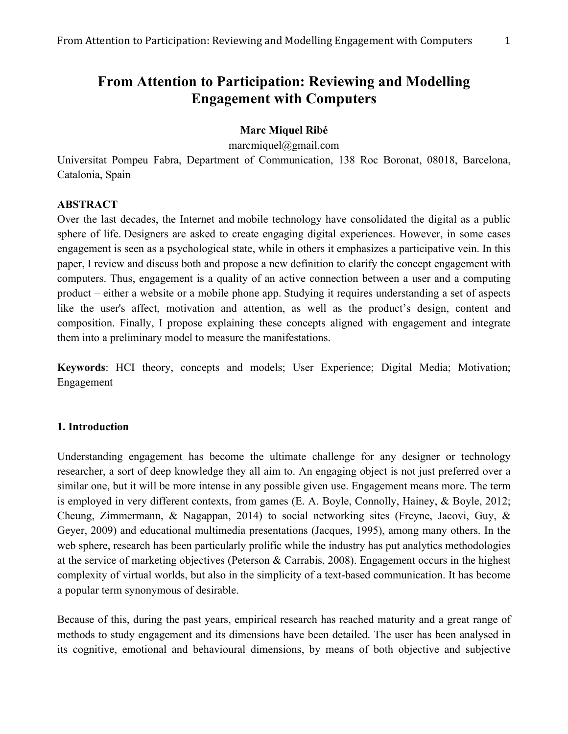# From Attention to Participation: Reviewing and Modelling Engagement with Computers

**Marc Miquel Ribé**

marcmiquel@gmail.com

Universitat Pompeu Fabra, Department of Communication, 138 Roc Boronat, 08018, Barcelona, Catalonia, Spain

**ABSTRACT**

Over the last decades, the Internet and mobile technology have consolidated the digital as a public sphere of life. Designers are asked to create engaging digital experiences. However, in some cases engagement is seen as a psychological state, while in others it emphasizes a participative vein. In this paper, I review and discuss both and propose a new definition to clarify the concept engagement with computers. Thus, engagement is a quality of an active connection between a user and a computing product – either a website or a mobile phone app. Studying it requires understanding a set of aspects like the user's affect, motivation and attention, as well as the product's design, content and composition. Finally, I propose explaining these concepts aligned with engagement and integrate them into a preliminary model to measure the manifestations.

**Keywords**: HCI theory, concepts and models; User Experience; Digital Media; Motivation; Engagement

## 1. Introduction

Understanding engagement has become the ultimate challenge for any designer or technology researcher, a sort of deep knowledge they all aim to. An engaging object is not just preferred over a similar one, but it will be more intense in any possible given use. Engagement means more. The term is employed in very different contexts, from games (E. A. Boyle, Connolly, Hainey, & Boyle, 2012; Cheung, Zimmermann, & Nagappan, 2014) to social networking sites (Freyne, Jacovi, Guy, & Geyer, 2009) and educational multimedia presentations (Jacques, 1995), among many others. In the web sphere, research has been particularly prolific while the industry has put analytics methodologies at the service of marketing objectives (Peterson & Carrabis, 2008). Engagement occurs in the highest complexity of virtual worlds, but also in the simplicity of a text-based communication. It has become a popular term synonymous of desirable.

Because of this, during the past years, empirical research has reached maturity and a great range of methods to study engagement and its dimensions have been detailed. The user has been analysed in its cognitive, emotional and behavioural dimensions, by means of both objective and subjective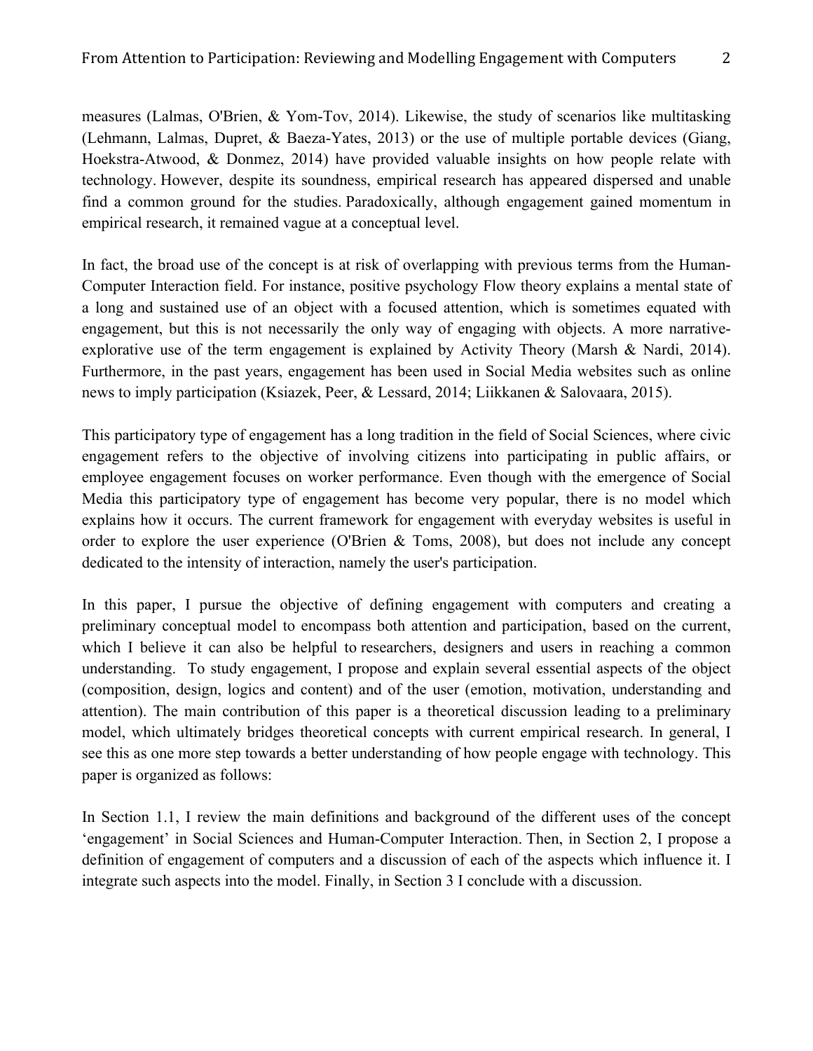measures (Lalmas, O'Brien, & Yom-Tov, 2014). Likewise, the study of scenarios like multitasking (Lehmann, Lalmas, Dupret, & Baeza-Yates, 2013) or the use of multiple portable devices (Giang, Hoekstra-Atwood, & Donmez, 2014) have provided valuable insights on how people relate with technology. However, despite its soundness, empirical research has appeared dispersed and unable find a common ground for the studies. Paradoxically, although engagement gained momentum in empirical research, it remained vague at a conceptual level.

In fact, the broad use of the concept is at risk of overlapping with previous terms from the Human-Computer Interaction field. For instance, positive psychology Flow theory explains a mental state of a long and sustained use of an object with a focused attention, which is sometimes equated with engagement, but this is not necessarily the only way of engaging with objects. A more narrative-explorative use of the term engagement is explained by Activity Theory (Marsh & Nardi, 2014). Furthermore, in the past years, engagement has been used in Social Media websites such as online news to imply participation (Ksiazek, Peer, & Lessard, 2014; Liikkanen & Salovaara, 2015).

This participatory type of engagement has a long tradition in the field of Social Sciences, where civic engagement refers to the objective of involving citizens into participating in public affairs, or employee engagement focuses on worker performance. Even though with the emergence of Social Media this participatory type of engagement has become very popular, there is no model which explains how it occurs. The current framework for engagement with everyday websites is useful in order to explore the user experience (O'Brien & Toms, 2008), but does not include any concept dedicated to the intensity of interaction, namely the user's participation.

In this paper, I pursue the objective of defining engagement with computers and creating a preliminary conceptual model to encompass both attention and participation, based on the current, which I believe it can also be helpful to researchers, designers and users in reaching a common understanding. To study engagement, I propose and explain several essential aspects of the object (composition, design, logics and content) and of the user (emotion, motivation, understanding and attention). The main contribution of this paper is a theoretical discussion leading to a preliminary model, which ultimately bridges theoretical concepts with current empirical research. In general, I see this as one more step towards a better understanding of how people engage with technology. This paper is organized as follows:

In Section 1.1, I review the main definitions and background of the different uses of the concept 'engagement' in Social Sciences and Human-Computer Interaction. Then, in Section 2, I propose a definition of engagement of computers and a discussion of each of the aspects which influence it. I integrate such aspects into the model. Finally, in Section 3 I conclude with a discussion.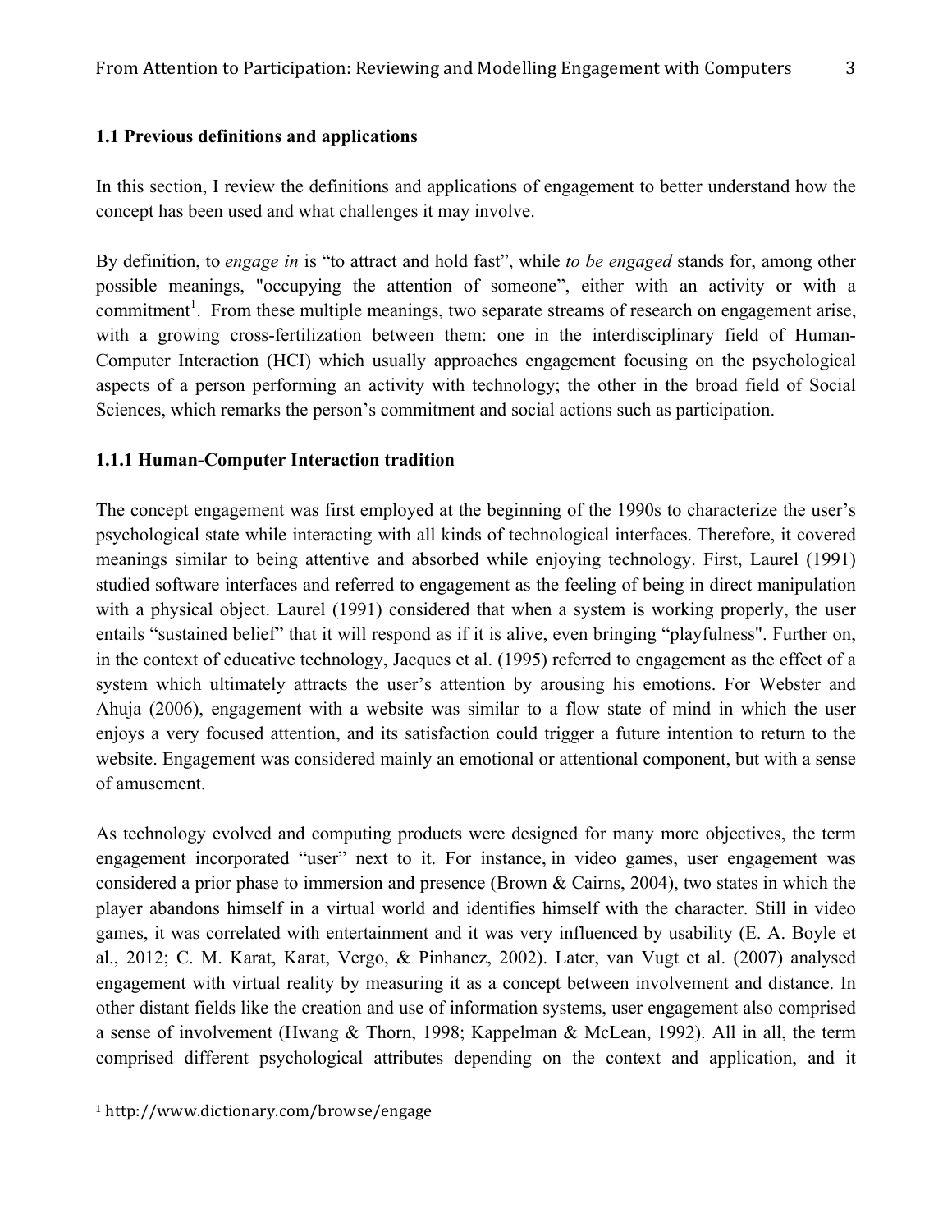### 1.1 Previous definitions and applications

In this section, I review the definitions and applications of engagement to better understand how the concept has been used and what challenges it may involve.

By definition, to *engage in* is "to attract and hold fast", while *to be engaged* stands for, among other possible meanings, "occupying the attention of someone", either with an activity or with a commitment[1]. From these multiple meanings, two separate streams of research on engagement arise, with a growing cross-fertilization between them: one in the interdisciplinary field of Human-Computer Interaction (HCI) which usually approaches engagement focusing on the psychological aspects of a person performing an activity with technology; the other in the broad field of Social Sciences, which remarks the person's commitment and social actions such as participation.

#### 1.1.1 Human-Computer Interaction tradition

The concept engagement was first employed at the beginning of the 1990s to characterize the user's psychological state while interacting with all kinds of technological interfaces. Therefore, it covered meanings similar to being attentive and absorbed while enjoying technology. First, Laurel (1991) studied software interfaces and referred to engagement as the feeling of being in direct manipulation with a physical object. Laurel (1991) considered that when a system is working properly, the user entails "sustained belief" that it will respond as if it is alive, even bringing "playfulness". Further on, in the context of educative technology, Jacques et al. (1995) referred to engagement as the effect of a system which ultimately attracts the user's attention by arousing his emotions. For Webster and Ahuja (2006), engagement with a website was similar to a flow state of mind in which the user enjoys a very focused attention, and its satisfaction could trigger a future intention to return to the website. Engagement was considered mainly an emotional or attentional component, but with a sense of amusement.

As technology evolved and computing products were designed for many more objectives, the term engagement incorporated "user" next to it. For instance, in video games, user engagement was considered a prior phase to immersion and presence (Brown & Cairns, 2004), two states in which the player abandons himself in a virtual world and identifies himself with the character. Still in video games, it was correlated with entertainment and it was very influenced by usability (E. A. Boyle et al., 2012; C. M. Karat, Karat, Vergo, & Pinhanez, 2002). Later, van Vugt et al. (2007) analysed engagement with virtual reality by measuring it as a concept between involvement and distance. In other distant fields like the creation and use of information systems, user engagement also comprised a sense of involvement (Hwang & Thorn, 1998; Kappelman & McLean, 1992). All in all, the term comprised different psychological attributes depending on the context and application, and it

[1] http://www.dictionary.com/browse/engage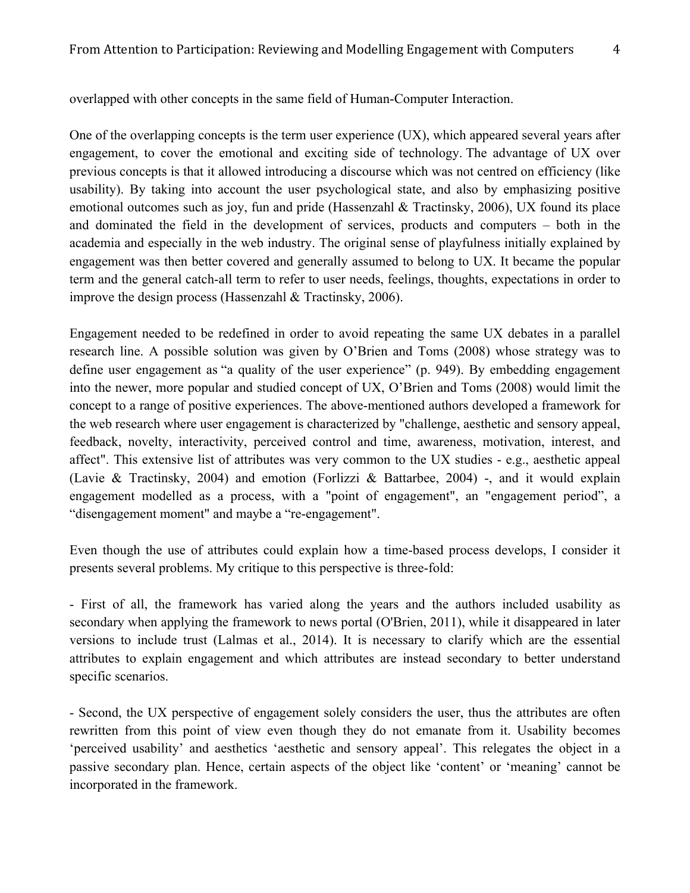overlapped with other concepts in the same field of Human-Computer Interaction.

One of the overlapping concepts is the term user experience (UX), which appeared several years after engagement, to cover the emotional and exciting side of technology. The advantage of UX over previous concepts is that it allowed introducing a discourse which was not centred on efficiency (like usability). By taking into account the user psychological state, and also by emphasizing positive emotional outcomes such as joy, fun and pride (Hassenzahl & Tractinsky, 2006), UX found its place and dominated the field in the development of services, products and computers – both in the academia and especially in the web industry. The original sense of playfulness initially explained by engagement was then better covered and generally assumed to belong to UX. It became the popular term and the general catch-all term to refer to user needs, feelings, thoughts, expectations in order to improve the design process (Hassenzahl & Tractinsky, 2006).

Engagement needed to be redefined in order to avoid repeating the same UX debates in a parallel research line. A possible solution was given by O'Brien and Toms (2008) whose strategy was to define user engagement as "a quality of the user experience" (p. 949). By embedding engagement into the newer, more popular and studied concept of UX, O'Brien and Toms (2008) would limit the concept to a range of positive experiences. The above-mentioned authors developed a framework for the web research where user engagement is characterized by "challenge, aesthetic and sensory appeal, feedback, novelty, interactivity, perceived control and time, awareness, motivation, interest, and affect". This extensive list of attributes was very common to the UX studies - e.g., aesthetic appeal (Lavie & Tractinsky, 2004) and emotion (Forlizzi & Battarbee, 2004) -, and it would explain engagement modelled as a process, with a "point of engagement", an "engagement period", a "disengagement moment" and maybe a "re-engagement".

Even though the use of attributes could explain how a time-based process develops, I consider it presents several problems. My critique to this perspective is three-fold:

- First of all, the framework has varied along the years and the authors included usability as secondary when applying the framework to news portal (O'Brien, 2011), while it disappeared in later versions to include trust (Lalmas et al., 2014). It is necessary to clarify which are the essential attributes to explain engagement and which attributes are instead secondary to better understand specific scenarios.

- Second, the UX perspective of engagement solely considers the user, thus the attributes are often rewritten from this point of view even though they do not emanate from it. Usability becomes 'perceived usability' and aesthetics 'aesthetic and sensory appeal'. This relegates the object in a passive secondary plan. Hence, certain aspects of the object like 'content' or 'meaning' cannot be incorporated in the framework.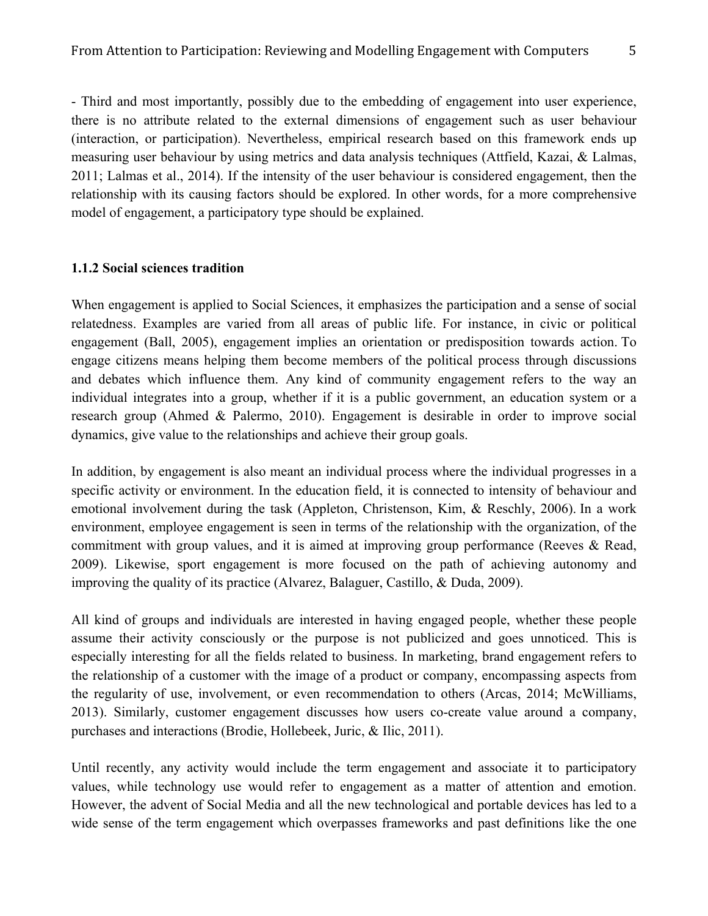- Third and most importantly, possibly due to the embedding of engagement into user experience, there is no attribute related to the external dimensions of engagement such as user behaviour (interaction, or participation). Nevertheless, empirical research based on this framework ends up measuring user behaviour by using metrics and data analysis techniques (Attfield, Kazai, & Lalmas, 2011; Lalmas et al., 2014). If the intensity of the user behaviour is considered engagement, then the relationship with its causing factors should be explored. In other words, for a more comprehensive model of engagement, a participatory type should be explained.

### 1.1.2 Social sciences tradition

When engagement is applied to Social Sciences, it emphasizes the participation and a sense of social relatedness. Examples are varied from all areas of public life. For instance, in civic or political engagement (Ball, 2005), engagement implies an orientation or predisposition towards action. To engage citizens means helping them become members of the political process through discussions and debates which influence them. Any kind of community engagement refers to the way an individual integrates into a group, whether if it is a public government, an education system or a research group (Ahmed & Palermo, 2010). Engagement is desirable in order to improve social dynamics, give value to the relationships and achieve their group goals.

In addition, by engagement is also meant an individual process where the individual progresses in a specific activity or environment. In the education field, it is connected to intensity of behaviour and emotional involvement during the task (Appleton, Christenson, Kim, & Reschly, 2006). In a work environment, employee engagement is seen in terms of the relationship with the organization, of the commitment with group values, and it is aimed at improving group performance (Reeves & Read, 2009). Likewise, sport engagement is more focused on the path of achieving autonomy and improving the quality of its practice (Alvarez, Balaguer, Castillo, & Duda, 2009).

All kind of groups and individuals are interested in having engaged people, whether these people assume their activity consciously or the purpose is not publicized and goes unnoticed. This is especially interesting for all the fields related to business. In marketing, brand engagement refers to the relationship of a customer with the image of a product or company, encompassing aspects from the regularity of use, involvement, or even recommendation to others (Arcas, 2014; McWilliams, 2013). Similarly, customer engagement discusses how users co-create value around a company, purchases and interactions (Brodie, Hollebeek, Juric, & Ilic, 2011).

Until recently, any activity would include the term engagement and associate it to participatory values, while technology use would refer to engagement as a matter of attention and emotion. However, the advent of Social Media and all the new technological and portable devices has led to a wide sense of the term engagement which overpasses frameworks and past definitions like the one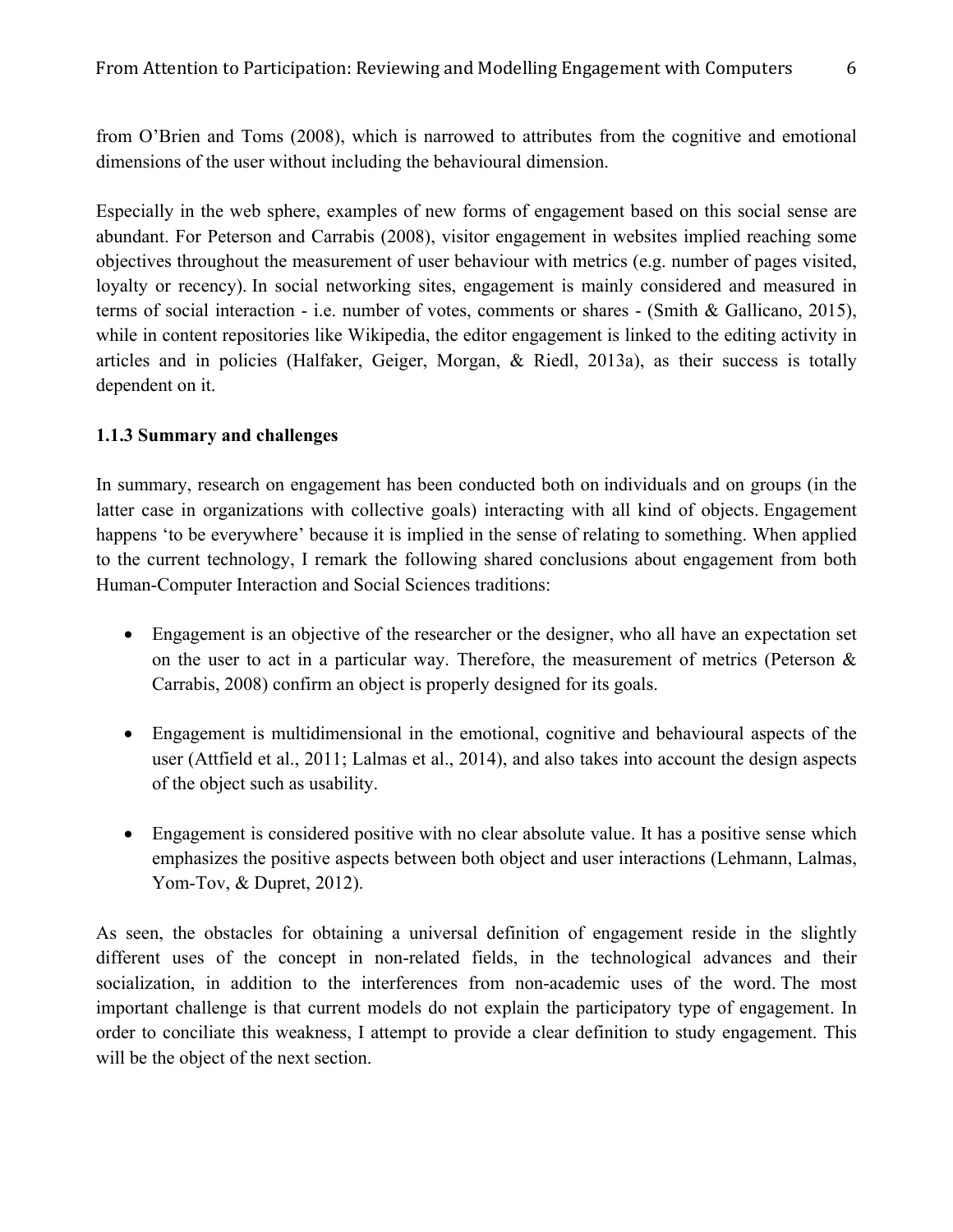from O'Brien and Toms (2008), which is narrowed to attributes from the cognitive and emotional dimensions of the user without including the behavioural dimension.

Especially in the web sphere, examples of new forms of engagement based on this social sense are abundant. For Peterson and Carrabis (2008), visitor engagement in websites implied reaching some objectives throughout the measurement of user behaviour with metrics (e.g. number of pages visited, loyalty or recency). In social networking sites, engagement is mainly considered and measured in terms of social interaction - i.e. number of votes, comments or shares - (Smith & Gallicano, 2015), while in content repositories like Wikipedia, the editor engagement is linked to the editing activity in articles and in policies (Halfaker, Geiger, Morgan, & Riedl, 2013a), as their success is totally dependent on it.

### 1.1.3 Summary and challenges

In summary, research on engagement has been conducted both on individuals and on groups (in the latter case in organizations with collective goals) interacting with all kind of objects. Engagement happens 'to be everywhere' because it is implied in the sense of relating to something. When applied to the current technology, I remark the following shared conclusions about engagement from both Human-Computer Interaction and Social Sciences traditions:

- Engagement is an objective of the researcher or the designer, who all have an expectation set on the user to act in a particular way. Therefore, the measurement of metrics (Peterson & Carrabis, 2008) confirm an object is properly designed for its goals.
- Engagement is multidimensional in the emotional, cognitive and behavioural aspects of the user (Attfield et al., 2011; Lalmas et al., 2014), and also takes into account the design aspects of the object such as usability.
- Engagement is considered positive with no clear absolute value. It has a positive sense which emphasizes the positive aspects between both object and user interactions (Lehmann, Lalmas, Yom-Tov, & Dupret, 2012).

As seen, the obstacles for obtaining a universal definition of engagement reside in the slightly different uses of the concept in non-related fields, in the technological advances and their socialization, in addition to the interferences from non-academic uses of the word. The most important challenge is that current models do not explain the participatory type of engagement. In order to conciliate this weakness, I attempt to provide a clear definition to study engagement. This will be the object of the next section.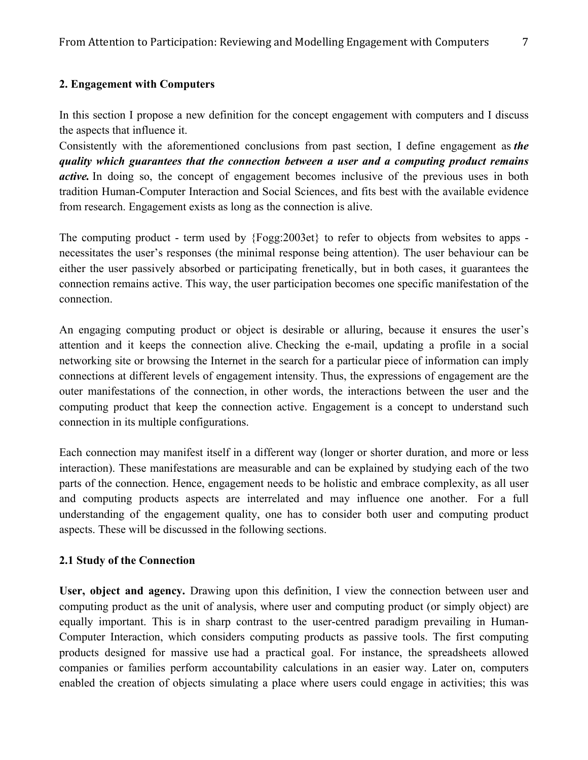## 2. Engagement with Computers

In this section I propose a new definition for the concept engagement with computers and I discuss the aspects that influence it.

Consistently with the aforementioned conclusions from past section, I define engagement as ***the quality which guarantees that the connection between a user and a computing product remains active.*** In doing so, the concept of engagement becomes inclusive of the previous uses in both tradition Human-Computer Interaction and Social Sciences, and fits best with the available evidence from research. Engagement exists as long as the connection is alive.

The computing product - term used by {Fogg:2003et} to refer to objects from websites to apps - necessitates the user's responses (the minimal response being attention). The user behaviour can be either the user passively absorbed or participating frenetically, but in both cases, it guarantees the connection remains active. This way, the user participation becomes one specific manifestation of the connection.

An engaging computing product or object is desirable or alluring, because it ensures the user's attention and it keeps the connection alive. Checking the e-mail, updating a profile in a social networking site or browsing the Internet in the search for a particular piece of information can imply connections at different levels of engagement intensity. Thus, the expressions of engagement are the outer manifestations of the connection, in other words, the interactions between the user and the computing product that keep the connection active. Engagement is a concept to understand such connection in its multiple configurations.

Each connection may manifest itself in a different way (longer or shorter duration, and more or less interaction). These manifestations are measurable and can be explained by studying each of the two parts of the connection. Hence, engagement needs to be holistic and embrace complexity, as all user and computing products aspects are interrelated and may influence one another. For a full understanding of the engagement quality, one has to consider both user and computing product aspects. These will be discussed in the following sections.

### 2.1 Study of the Connection

**User, object and agency.** Drawing upon this definition, I view the connection between user and computing product as the unit of analysis, where user and computing product (or simply object) are equally important. This is in sharp contrast to the user-centred paradigm prevailing in Human-Computer Interaction, which considers computing products as passive tools. The first computing products designed for massive use had a practical goal. For instance, the spreadsheets allowed companies or families perform accountability calculations in an easier way. Later on, computers enabled the creation of objects simulating a place where users could engage in activities; this was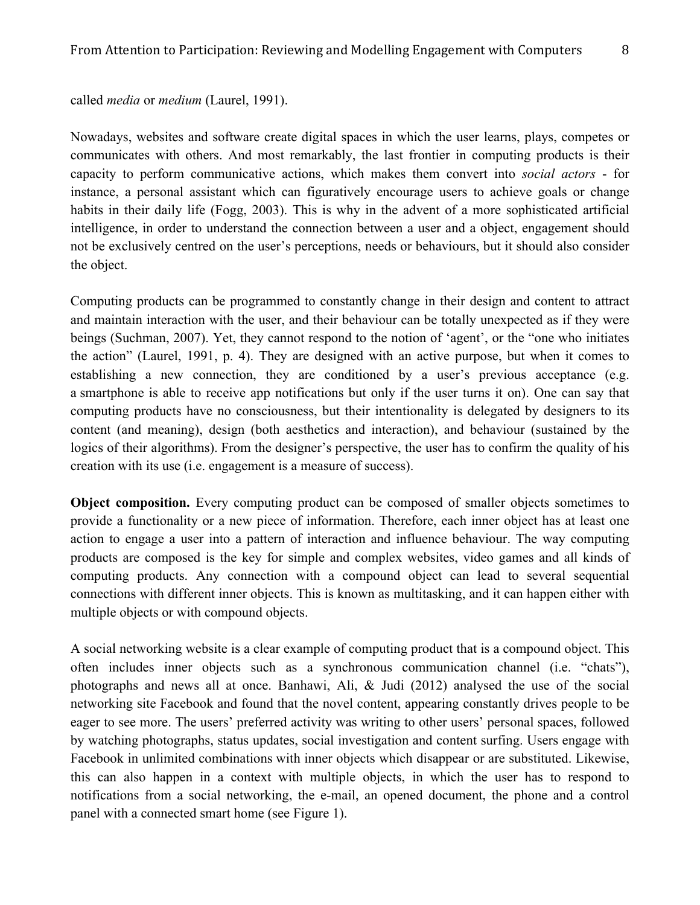called *media* or *medium* (Laurel, 1991).

Nowadays, websites and software create digital spaces in which the user learns, plays, competes or communicates with others. And most remarkably, the last frontier in computing products is their capacity to perform communicative actions, which makes them convert into *social actors* - for instance, a personal assistant which can figuratively encourage users to achieve goals or change habits in their daily life (Fogg, 2003). This is why in the advent of a more sophisticated artificial intelligence, in order to understand the connection between a user and a object, engagement should not be exclusively centred on the user's perceptions, needs or behaviours, but it should also consider the object.

Computing products can be programmed to constantly change in their design and content to attract and maintain interaction with the user, and their behaviour can be totally unexpected as if they were beings (Suchman, 2007). Yet, they cannot respond to the notion of 'agent', or the "one who initiates the action" (Laurel, 1991, p. 4). They are designed with an active purpose, but when it comes to establishing a new connection, they are conditioned by a user's previous acceptance (e.g. a smartphone is able to receive app notifications but only if the user turns it on). One can say that computing products have no consciousness, but their intentionality is delegated by designers to its content (and meaning), design (both aesthetics and interaction), and behaviour (sustained by the logics of their algorithms). From the designer's perspective, the user has to confirm the quality of his creation with its use (i.e. engagement is a measure of success).

**Object composition.** Every computing product can be composed of smaller objects sometimes to provide a functionality or a new piece of information. Therefore, each inner object has at least one action to engage a user into a pattern of interaction and influence behaviour. The way computing products are composed is the key for simple and complex websites, video games and all kinds of computing products. Any connection with a compound object can lead to several sequential connections with different inner objects. This is known as multitasking, and it can happen either with multiple objects or with compound objects.

A social networking website is a clear example of computing product that is a compound object. This often includes inner objects such as a synchronous communication channel (i.e. "chats"), photographs and news all at once. Banhawi, Ali, & Judi (2012) analysed the use of the social networking site Facebook and found that the novel content, appearing constantly drives people to be eager to see more. The users' preferred activity was writing to other users' personal spaces, followed by watching photographs, status updates, social investigation and content surfing. Users engage with Facebook in unlimited combinations with inner objects which disappear or are substituted. Likewise, this can also happen in a context with multiple objects, in which the user has to respond to notifications from a social networking, the e-mail, an opened document, the phone and a control panel with a connected smart home (see Figure 1).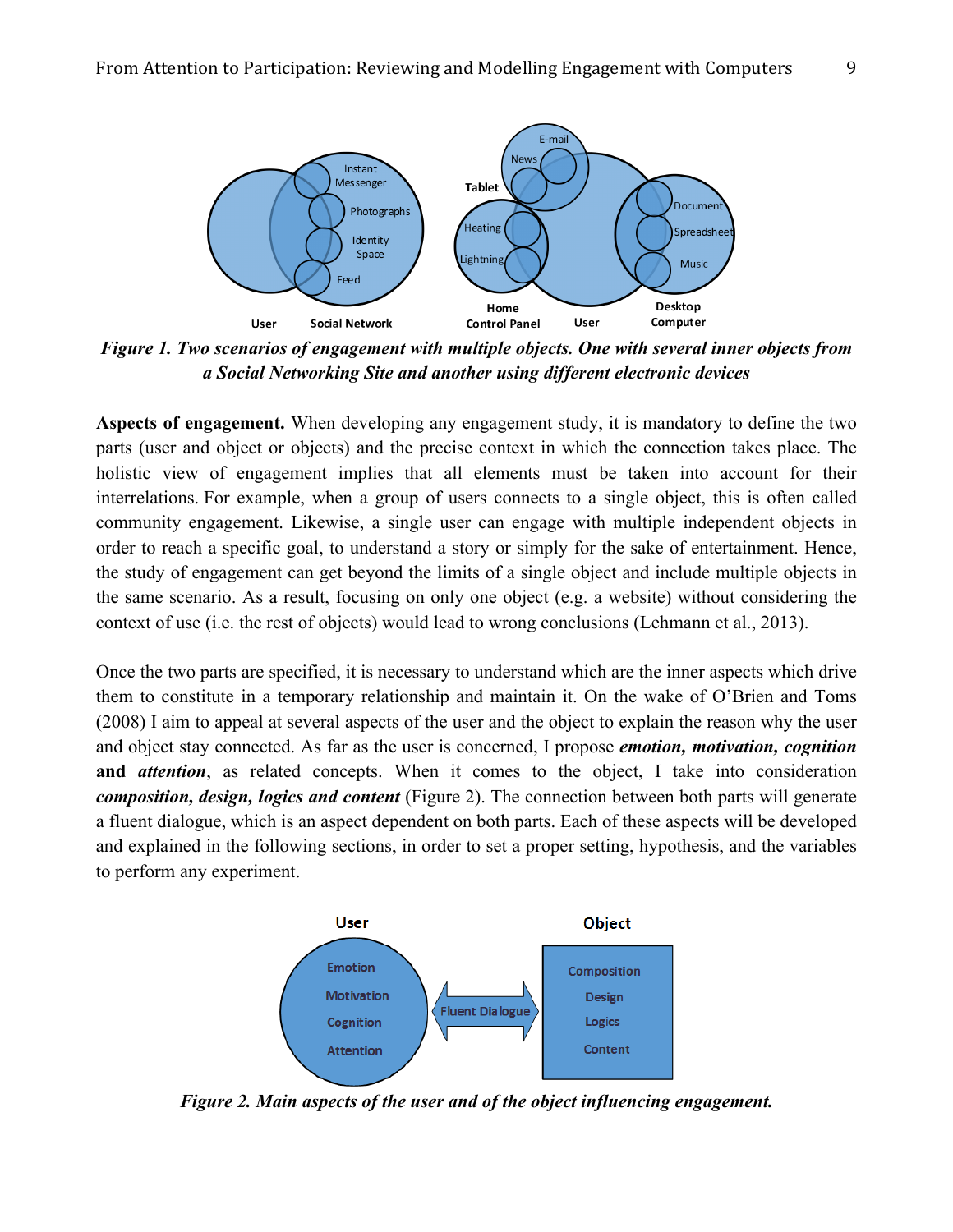*Figure 1. Two scenarios of engagement with multiple objects. One with several inner objects from a Social Networking Site and another using different electronic devices*

**Aspects of engagement.** When developing any engagement study, it is mandatory to define the two parts (user and object or objects) and the precise context in which the connection takes place. The holistic view of engagement implies that all elements must be taken into account for their interrelations. For example, when a group of users connects to a single object, this is often called community engagement. Likewise, a single user can engage with multiple independent objects in order to reach a specific goal, to understand a story or simply for the sake of entertainment. Hence, the study of engagement can get beyond the limits of a single object and include multiple objects in the same scenario. As a result, focusing on only one object (e.g. a website) without considering the context of use (i.e. the rest of objects) would lead to wrong conclusions (Lehmann et al., 2013).

Once the two parts are specified, it is necessary to understand which are the inner aspects which drive them to constitute in a temporary relationship and maintain it. On the wake of O'Brien and Toms (2008) I aim to appeal at several aspects of the user and the object to explain the reason why the user and object stay connected. As far as the user is concerned, I propose ***emotion, motivation, cognition* and *attention***, as related concepts. When it comes to the object, I take into consideration ***composition, design, logics and content*** (Figure 2). The connection between both parts will generate a fluent dialogue, which is an aspect dependent on both parts. Each of these aspects will be developed and explained in the following sections, in order to set a proper setting, hypothesis, and the variables to perform any experiment.

*Figure 2. Main aspects of the user and of the object influencing engagement.*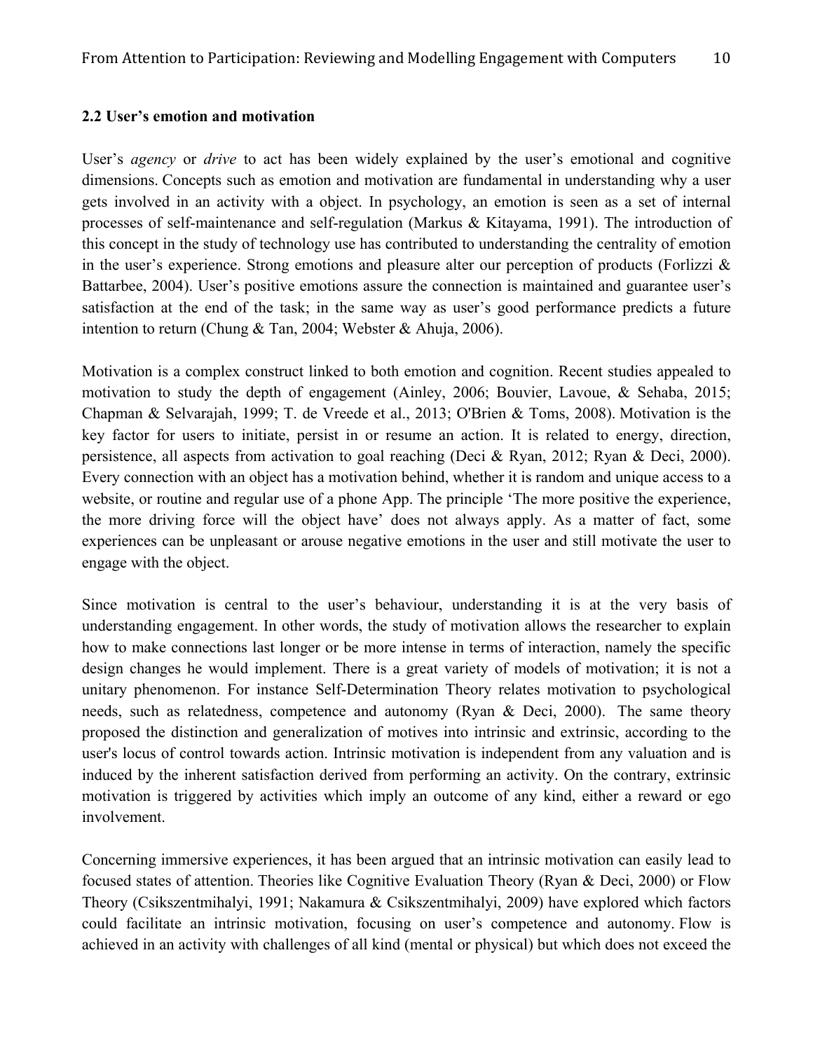## 2.2 User's emotion and motivation

User's *agency* or *drive* to act has been widely explained by the user's emotional and cognitive dimensions. Concepts such as emotion and motivation are fundamental in understanding why a user gets involved in an activity with a object. In psychology, an emotion is seen as a set of internal processes of self-maintenance and self-regulation (Markus & Kitayama, 1991). The introduction of this concept in the study of technology use has contributed to understanding the centrality of emotion in the user's experience. Strong emotions and pleasure alter our perception of products (Forlizzi & Battarbee, 2004). User's positive emotions assure the connection is maintained and guarantee user's satisfaction at the end of the task; in the same way as user's good performance predicts a future intention to return (Chung & Tan, 2004; Webster & Ahuja, 2006).

Motivation is a complex construct linked to both emotion and cognition. Recent studies appealed to motivation to study the depth of engagement (Ainley, 2006; Bouvier, Lavoue, & Sehaba, 2015; Chapman & Selvarajah, 1999; T. de Vreede et al., 2013; O'Brien & Toms, 2008). Motivation is the key factor for users to initiate, persist in or resume an action. It is related to energy, direction, persistence, all aspects from activation to goal reaching (Deci & Ryan, 2012; Ryan & Deci, 2000). Every connection with an object has a motivation behind, whether it is random and unique access to a website, or routine and regular use of a phone App. The principle 'The more positive the experience, the more driving force will the object have' does not always apply. As a matter of fact, some experiences can be unpleasant or arouse negative emotions in the user and still motivate the user to engage with the object.

Since motivation is central to the user's behaviour, understanding it is at the very basis of understanding engagement. In other words, the study of motivation allows the researcher to explain how to make connections last longer or be more intense in terms of interaction, namely the specific design changes he would implement. There is a great variety of models of motivation; it is not a unitary phenomenon. For instance Self-Determination Theory relates motivation to psychological needs, such as relatedness, competence and autonomy (Ryan & Deci, 2000). The same theory proposed the distinction and generalization of motives into intrinsic and extrinsic, according to the user's locus of control towards action. Intrinsic motivation is independent from any valuation and is induced by the inherent satisfaction derived from performing an activity. On the contrary, extrinsic motivation is triggered by activities which imply an outcome of any kind, either a reward or ego involvement.

Concerning immersive experiences, it has been argued that an intrinsic motivation can easily lead to focused states of attention. Theories like Cognitive Evaluation Theory (Ryan & Deci, 2000) or Flow Theory (Csikszentmihalyi, 1991; Nakamura & Csikszentmihalyi, 2009) have explored which factors could facilitate an intrinsic motivation, focusing on user's competence and autonomy. Flow is achieved in an activity with challenges of all kind (mental or physical) but which does not exceed the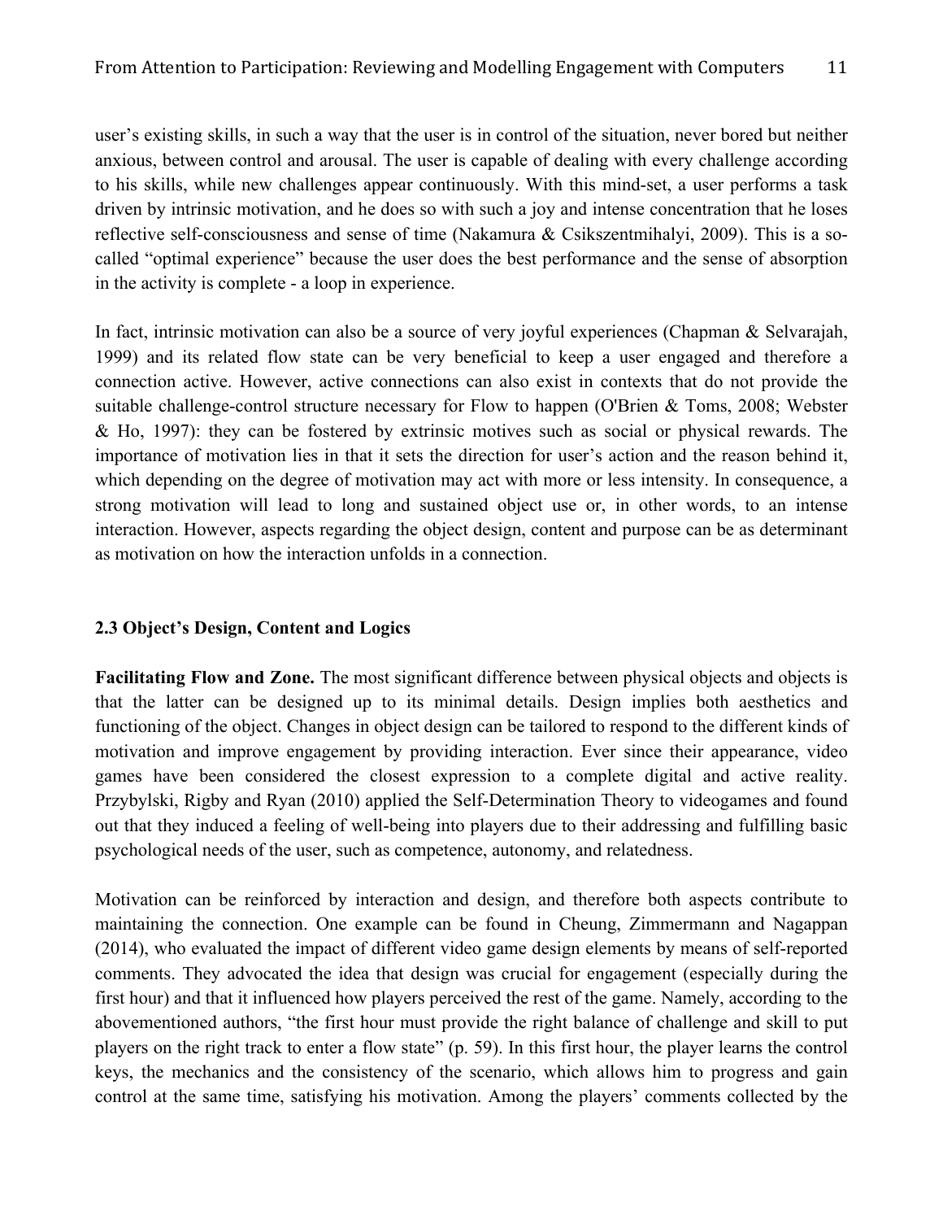user's existing skills, in such a way that the user is in control of the situation, never bored but neither anxious, between control and arousal. The user is capable of dealing with every challenge according to his skills, while new challenges appear continuously. With this mind-set, a user performs a task driven by intrinsic motivation, and he does so with such a joy and intense concentration that he loses reflective self-consciousness and sense of time (Nakamura & Csikszentmihalyi, 2009). This is a so-called "optimal experience" because the user does the best performance and the sense of absorption in the activity is complete - a loop in experience.

In fact, intrinsic motivation can also be a source of very joyful experiences (Chapman & Selvarajah, 1999) and its related flow state can be very beneficial to keep a user engaged and therefore a connection active. However, active connections can also exist in contexts that do not provide the suitable challenge-control structure necessary for Flow to happen (O'Brien & Toms, 2008; Webster & Ho, 1997): they can be fostered by extrinsic motives such as social or physical rewards. The importance of motivation lies in that it sets the direction for user's action and the reason behind it, which depending on the degree of motivation may act with more or less intensity. In consequence, a strong motivation will lead to long and sustained object use or, in other words, to an intense interaction. However, aspects regarding the object design, content and purpose can be as determinant as motivation on how the interaction unfolds in a connection.

### 2.3 Object's Design, Content and Logics

**Facilitating Flow and Zone.** The most significant difference between physical objects and objects is that the latter can be designed up to its minimal details. Design implies both aesthetics and functioning of the object. Changes in object design can be tailored to respond to the different kinds of motivation and improve engagement by providing interaction. Ever since their appearance, video games have been considered the closest expression to a complete digital and active reality. Przybylski, Rigby and Ryan (2010) applied the Self-Determination Theory to videogames and found out that they induced a feeling of well-being into players due to their addressing and fulfilling basic psychological needs of the user, such as competence, autonomy, and relatedness.

Motivation can be reinforced by interaction and design, and therefore both aspects contribute to maintaining the connection. One example can be found in Cheung, Zimmermann and Nagappan (2014), who evaluated the impact of different video game design elements by means of self-reported comments. They advocated the idea that design was crucial for engagement (especially during the first hour) and that it influenced how players perceived the rest of the game. Namely, according to the abovementioned authors, "the first hour must provide the right balance of challenge and skill to put players on the right track to enter a flow state" (p. 59). In this first hour, the player learns the control keys, the mechanics and the consistency of the scenario, which allows him to progress and gain control at the same time, satisfying his motivation. Among the players' comments collected by the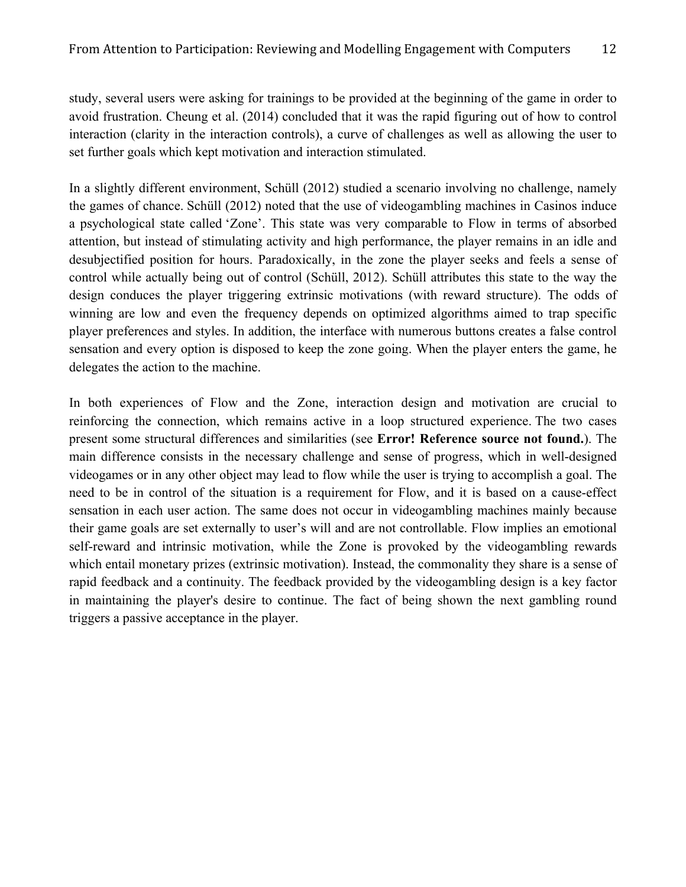study, several users were asking for trainings to be provided at the beginning of the game in order to avoid frustration. Cheung et al. (2014) concluded that it was the rapid figuring out of how to control interaction (clarity in the interaction controls), a curve of challenges as well as allowing the user to set further goals which kept motivation and interaction stimulated.

In a slightly different environment, Schüll (2012) studied a scenario involving no challenge, namely the games of chance. Schüll (2012) noted that the use of videogambling machines in Casinos induce a psychological state called 'Zone'. This state was very comparable to Flow in terms of absorbed attention, but instead of stimulating activity and high performance, the player remains in an idle and desubjectified position for hours. Paradoxically, in the zone the player seeks and feels a sense of control while actually being out of control (Schüll, 2012). Schüll attributes this state to the way the design conduces the player triggering extrinsic motivations (with reward structure). The odds of winning are low and even the frequency depends on optimized algorithms aimed to trap specific player preferences and styles. In addition, the interface with numerous buttons creates a false control sensation and every option is disposed to keep the zone going. When the player enters the game, he delegates the action to the machine.

In both experiences of Flow and the Zone, interaction design and motivation are crucial to reinforcing the connection, which remains active in a loop structured experience. The two cases present some structural differences and similarities (see **Error! Reference source not found.**). The main difference consists in the necessary challenge and sense of progress, which in well-designed videogames or in any other object may lead to flow while the user is trying to accomplish a goal. The need to be in control of the situation is a requirement for Flow, and it is based on a cause-effect sensation in each user action. The same does not occur in videogambling machines mainly because their game goals are set externally to user's will and are not controllable. Flow implies an emotional self-reward and intrinsic motivation, while the Zone is provoked by the videogambling rewards which entail monetary prizes (extrinsic motivation). Instead, the commonality they share is a sense of rapid feedback and a continuity. The feedback provided by the videogambling design is a key factor in maintaining the player's desire to continue. The fact of being shown the next gambling round triggers a passive acceptance in the player.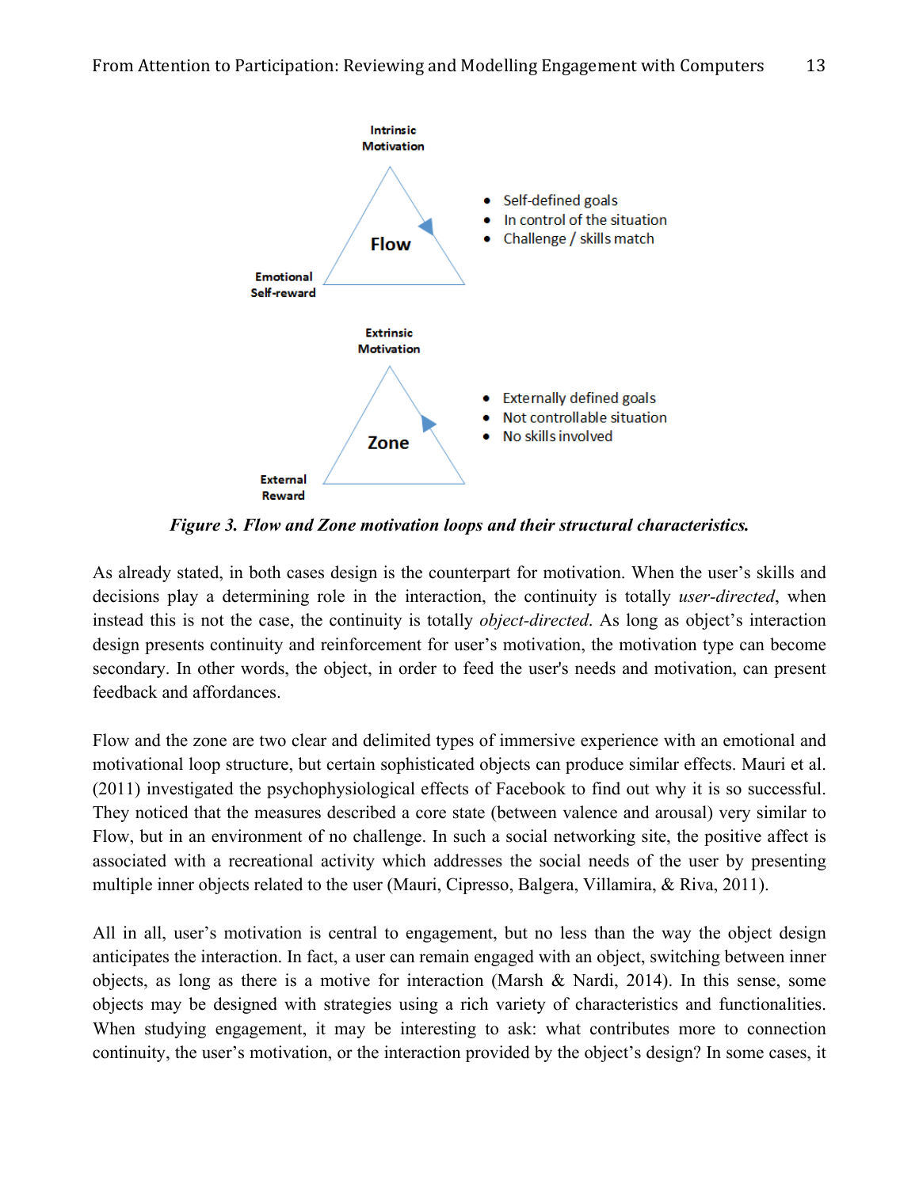Intrinsic Motivation

Flow

Emotional Self-reward

- Self-defined goals
- In control of the situation
- Challenge / skills match

Extrinsic Motivation

Zone

External Reward

- Externally defined goals
- Not controllable situation
- No skills involved

***Figure 3. Flow and Zone motivation loops and their structural characteristics.***

As already stated, in both cases design is the counterpart for motivation. When the user's skills and decisions play a determining role in the interaction, the continuity is totally *user-directed*, when instead this is not the case, the continuity is totally *object-directed*. As long as object's interaction design presents continuity and reinforcement for user's motivation, the motivation type can become secondary. In other words, the object, in order to feed the user's needs and motivation, can present feedback and affordances.

Flow and the zone are two clear and delimited types of immersive experience with an emotional and motivational loop structure, but certain sophisticated objects can produce similar effects. Mauri et al. (2011) investigated the psychophysiological effects of Facebook to find out why it is so successful. They noticed that the measures described a core state (between valence and arousal) very similar to Flow, but in an environment of no challenge. In such a social networking site, the positive affect is associated with a recreational activity which addresses the social needs of the user by presenting multiple inner objects related to the user (Mauri, Cipresso, Balgera, Villamira, & Riva, 2011).

All in all, user's motivation is central to engagement, but no less than the way the object design anticipates the interaction. In fact, a user can remain engaged with an object, switching between inner objects, as long as there is a motive for interaction (Marsh & Nardi, 2014). In this sense, some objects may be designed with strategies using a rich variety of characteristics and functionalities. When studying engagement, it may be interesting to ask: what contributes more to connection continuity, the user's motivation, or the interaction provided by the object's design? In some cases, it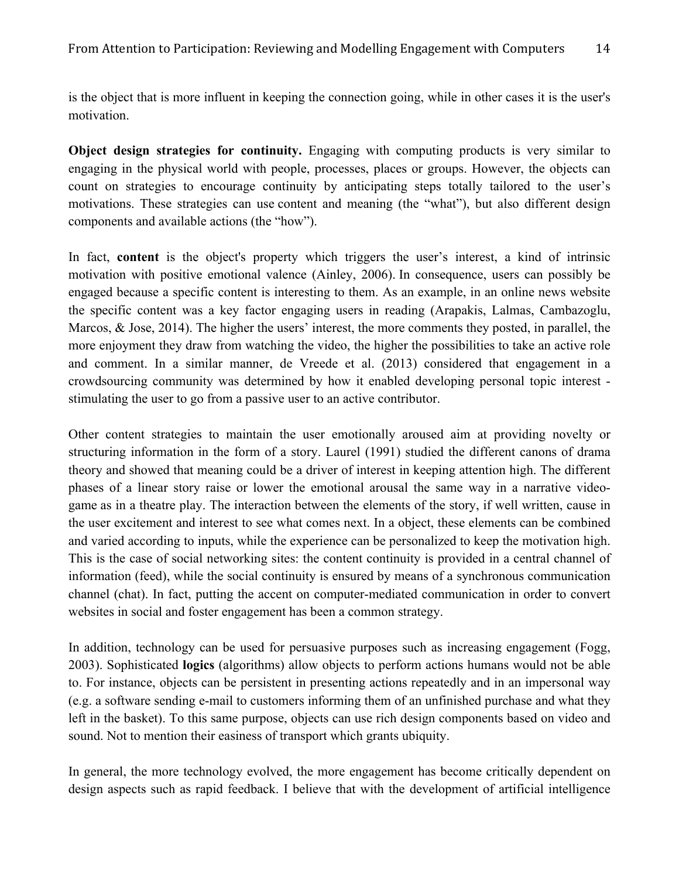is the object that is more influent in keeping the connection going, while in other cases it is the user's motivation.

**Object design strategies for continuity.** Engaging with computing products is very similar to engaging in the physical world with people, processes, places or groups. However, the objects can count on strategies to encourage continuity by anticipating steps totally tailored to the user's motivations. These strategies can use content and meaning (the "what"), but also different design components and available actions (the "how").

In fact, **content** is the object's property which triggers the user's interest, a kind of intrinsic motivation with positive emotional valence (Ainley, 2006). In consequence, users can possibly be engaged because a specific content is interesting to them. As an example, in an online news website the specific content was a key factor engaging users in reading (Arapakis, Lalmas, Cambazoglu, Marcos, & Jose, 2014). The higher the users' interest, the more comments they posted, in parallel, the more enjoyment they draw from watching the video, the higher the possibilities to take an active role and comment. In a similar manner, de Vreede et al. (2013) considered that engagement in a crowdsourcing community was determined by how it enabled developing personal topic interest - stimulating the user to go from a passive user to an active contributor.

Other content strategies to maintain the user emotionally aroused aim at providing novelty or structuring information in the form of a story. Laurel (1991) studied the different canons of drama theory and showed that meaning could be a driver of interest in keeping attention high. The different phases of a linear story raise or lower the emotional arousal the same way in a narrative video-game as in a theatre play. The interaction between the elements of the story, if well written, cause in the user excitement and interest to see what comes next. In a object, these elements can be combined and varied according to inputs, while the experience can be personalized to keep the motivation high. This is the case of social networking sites: the content continuity is provided in a central channel of information (feed), while the social continuity is ensured by means of a synchronous communication channel (chat). In fact, putting the accent on computer-mediated communication in order to convert websites in social and foster engagement has been a common strategy.

In addition, technology can be used for persuasive purposes such as increasing engagement (Fogg, 2003). Sophisticated **logics** (algorithms) allow objects to perform actions humans would not be able to. For instance, objects can be persistent in presenting actions repeatedly and in an impersonal way (e.g. a software sending e-mail to customers informing them of an unfinished purchase and what they left in the basket). To this same purpose, objects can use rich design components based on video and sound. Not to mention their easiness of transport which grants ubiquity.

In general, the more technology evolved, the more engagement has become critically dependent on design aspects such as rapid feedback. I believe that with the development of artificial intelligence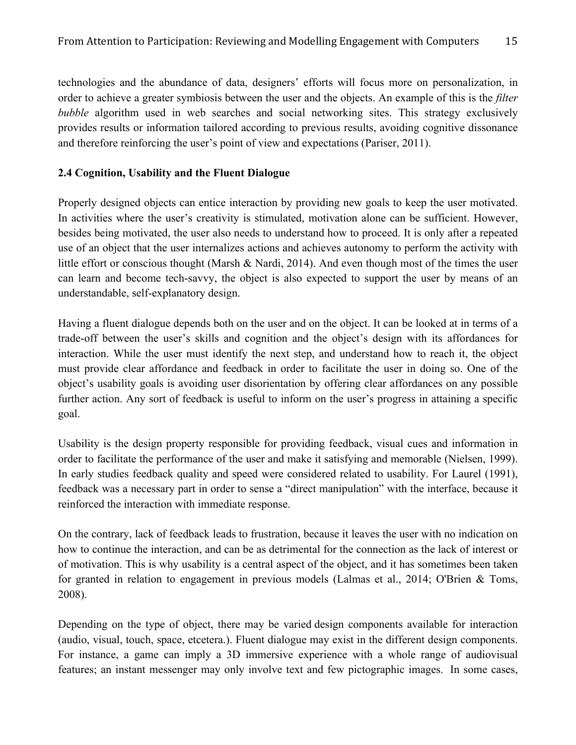technologies and the abundance of data, designers' efforts will focus more on personalization, in order to achieve a greater symbiosis between the user and the objects. An example of this is the *filter bubble* algorithm used in web searches and social networking sites. This strategy exclusively provides results or information tailored according to previous results, avoiding cognitive dissonance and therefore reinforcing the user's point of view and expectations (Pariser, 2011).

### 2.4 Cognition, Usability and the Fluent Dialogue

Properly designed objects can entice interaction by providing new goals to keep the user motivated. In activities where the user's creativity is stimulated, motivation alone can be sufficient. However, besides being motivated, the user also needs to understand how to proceed. It is only after a repeated use of an object that the user internalizes actions and achieves autonomy to perform the activity with little effort or conscious thought (Marsh & Nardi, 2014). And even though most of the times the user can learn and become tech-savvy, the object is also expected to support the user by means of an understandable, self-explanatory design.

Having a fluent dialogue depends both on the user and on the object. It can be looked at in terms of a trade-off between the user's skills and cognition and the object's design with its affordances for interaction. While the user must identify the next step, and understand how to reach it, the object must provide clear affordance and feedback in order to facilitate the user in doing so. One of the object's usability goals is avoiding user disorientation by offering clear affordances on any possible further action. Any sort of feedback is useful to inform on the user's progress in attaining a specific goal.

Usability is the design property responsible for providing feedback, visual cues and information in order to facilitate the performance of the user and make it satisfying and memorable (Nielsen, 1999). In early studies feedback quality and speed were considered related to usability. For Laurel (1991), feedback was a necessary part in order to sense a "direct manipulation" with the interface, because it reinforced the interaction with immediate response.

On the contrary, lack of feedback leads to frustration, because it leaves the user with no indication on how to continue the interaction, and can be as detrimental for the connection as the lack of interest or of motivation. This is why usability is a central aspect of the object, and it has sometimes been taken for granted in relation to engagement in previous models (Lalmas et al., 2014; O'Brien & Toms, 2008).

Depending on the type of object, there may be varied design components available for interaction (audio, visual, touch, space, etcetera.). Fluent dialogue may exist in the different design components. For instance, a game can imply a 3D immersive experience with a whole range of audiovisual features; an instant messenger may only involve text and few pictographic images. In some cases,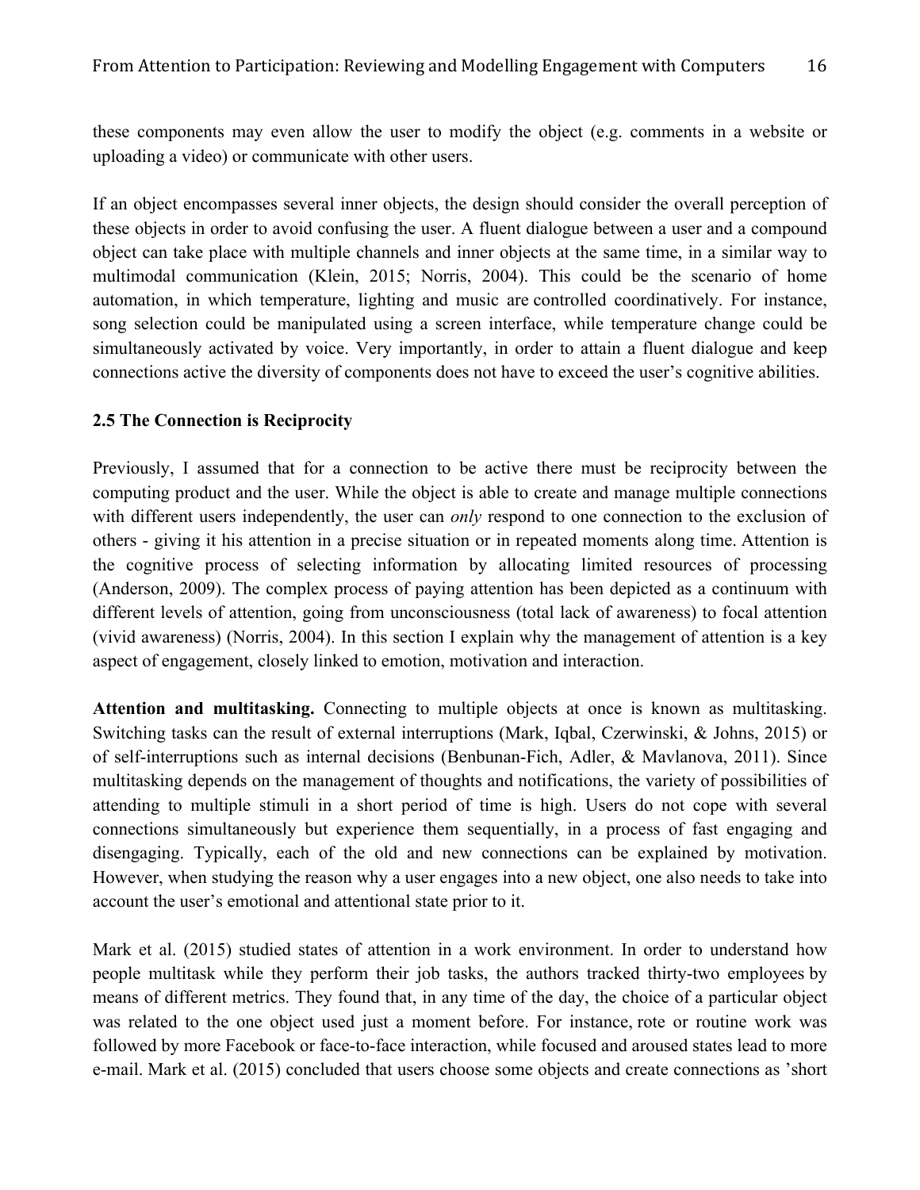these components may even allow the user to modify the object (e.g. comments in a website or uploading a video) or communicate with other users.

If an object encompasses several inner objects, the design should consider the overall perception of these objects in order to avoid confusing the user. A fluent dialogue between a user and a compound object can take place with multiple channels and inner objects at the same time, in a similar way to multimodal communication (Klein, 2015; Norris, 2004). This could be the scenario of home automation, in which temperature, lighting and music are controlled coordinatively. For instance, song selection could be manipulated using a screen interface, while temperature change could be simultaneously activated by voice. Very importantly, in order to attain a fluent dialogue and keep connections active the diversity of components does not have to exceed the user's cognitive abilities.

### 2.5 The Connection is Reciprocity

Previously, I assumed that for a connection to be active there must be reciprocity between the computing product and the user. While the object is able to create and manage multiple connections with different users independently, the user can *only* respond to one connection to the exclusion of others - giving it his attention in a precise situation or in repeated moments along time. Attention is the cognitive process of selecting information by allocating limited resources of processing (Anderson, 2009). The complex process of paying attention has been depicted as a continuum with different levels of attention, going from unconsciousness (total lack of awareness) to focal attention (vivid awareness) (Norris, 2004). In this section I explain why the management of attention is a key aspect of engagement, closely linked to emotion, motivation and interaction.

**Attention and multitasking.** Connecting to multiple objects at once is known as multitasking. Switching tasks can the result of external interruptions (Mark, Iqbal, Czerwinski, & Johns, 2015) or of self-interruptions such as internal decisions (Benbunan-Fich, Adler, & Mavlanova, 2011). Since multitasking depends on the management of thoughts and notifications, the variety of possibilities of attending to multiple stimuli in a short period of time is high. Users do not cope with several connections simultaneously but experience them sequentially, in a process of fast engaging and disengaging. Typically, each of the old and new connections can be explained by motivation. However, when studying the reason why a user engages into a new object, one also needs to take into account the user's emotional and attentional state prior to it.

Mark et al. (2015) studied states of attention in a work environment. In order to understand how people multitask while they perform their job tasks, the authors tracked thirty-two employees by means of different metrics. They found that, in any time of the day, the choice of a particular object was related to the one object used just a moment before. For instance, rote or routine work was followed by more Facebook or face-to-face interaction, while focused and aroused states lead to more e-mail. Mark et al. (2015) concluded that users choose some objects and create connections as 'short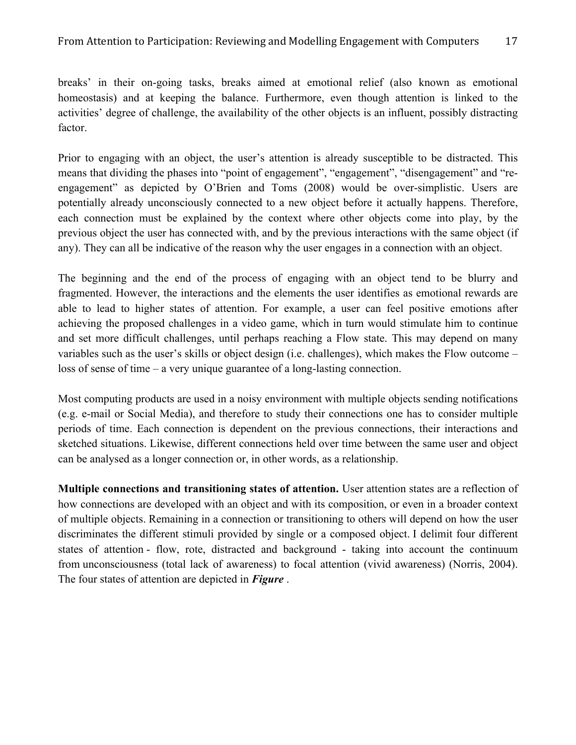breaks' in their on-going tasks, breaks aimed at emotional relief (also known as emotional homeostasis) and at keeping the balance. Furthermore, even though attention is linked to the activities' degree of challenge, the availability of the other objects is an influent, possibly distracting factor.

Prior to engaging with an object, the user's attention is already susceptible to be distracted. This means that dividing the phases into "point of engagement", "engagement", "disengagement" and "re-engagement" as depicted by O'Brien and Toms (2008) would be over-simplistic. Users are potentially already unconsciously connected to a new object before it actually happens. Therefore, each connection must be explained by the context where other objects come into play, by the previous object the user has connected with, and by the previous interactions with the same object (if any). They can all be indicative of the reason why the user engages in a connection with an object.

The beginning and the end of the process of engaging with an object tend to be blurry and fragmented. However, the interactions and the elements the user identifies as emotional rewards are able to lead to higher states of attention. For example, a user can feel positive emotions after achieving the proposed challenges in a video game, which in turn would stimulate him to continue and set more difficult challenges, until perhaps reaching a Flow state. This may depend on many variables such as the user's skills or object design (i.e. challenges), which makes the Flow outcome – loss of sense of time – a very unique guarantee of a long-lasting connection.

Most computing products are used in a noisy environment with multiple objects sending notifications (e.g. e-mail or Social Media), and therefore to study their connections one has to consider multiple periods of time. Each connection is dependent on the previous connections, their interactions and sketched situations. Likewise, different connections held over time between the same user and object can be analysed as a longer connection or, in other words, as a relationship.

**Multiple connections and transitioning states of attention.** User attention states are a reflection of how connections are developed with an object and with its composition, or even in a broader context of multiple objects. Remaining in a connection or transitioning to others will depend on how the user discriminates the different stimuli provided by single or a composed object. I delimit four different states of attention - flow, rote, distracted and background - taking into account the continuum from unconsciousness (total lack of awareness) to focal attention (vivid awareness) (Norris, 2004). The four states of attention are depicted in ***Figure*** .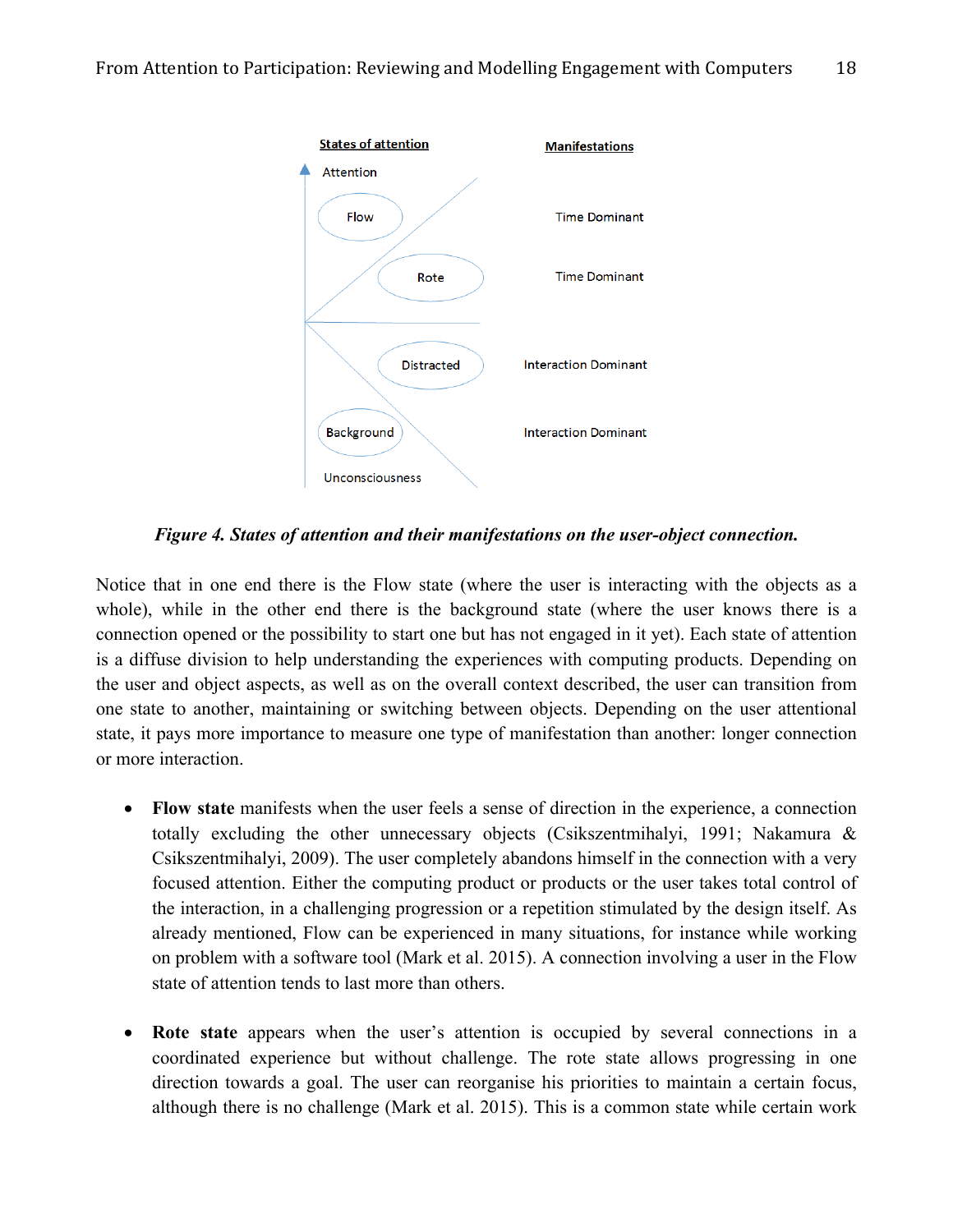| States of attention | Manifestations |
|---|---|
| Attention | |
| Flow | Time Dominant |
| Rote | Time Dominant |
| Distracted | Interaction Dominant |
| Background | Interaction Dominant |
| Unconsciousness | |

***Figure 4. States of attention and their manifestations on the user-object connection.***

Notice that in one end there is the Flow state (where the user is interacting with the objects as a whole), while in the other end there is the background state (where the user knows there is a connection opened or the possibility to start one but has not engaged in it yet). Each state of attention is a diffuse division to help understanding the experiences with computing products. Depending on the user and object aspects, as well as on the overall context described, the user can transition from one state to another, maintaining or switching between objects. Depending on the user attentional state, it pays more importance to measure one type of manifestation than another: longer connection or more interaction.

- **Flow state** manifests when the user feels a sense of direction in the experience, a connection totally excluding the other unnecessary objects (Csikszentmihalyi, 1991; Nakamura & Csikszentmihalyi, 2009). The user completely abandons himself in the connection with a very focused attention. Either the computing product or products or the user takes total control of the interaction, in a challenging progression or a repetition stimulated by the design itself. As already mentioned, Flow can be experienced in many situations, for instance while working on problem with a software tool (Mark et al. 2015). A connection involving a user in the Flow state of attention tends to last more than others.

- **Rote state** appears when the user's attention is occupied by several connections in a coordinated experience but without challenge. The rote state allows progressing in one direction towards a goal. The user can reorganise his priorities to maintain a certain focus, although there is no challenge (Mark et al. 2015). This is a common state while certain work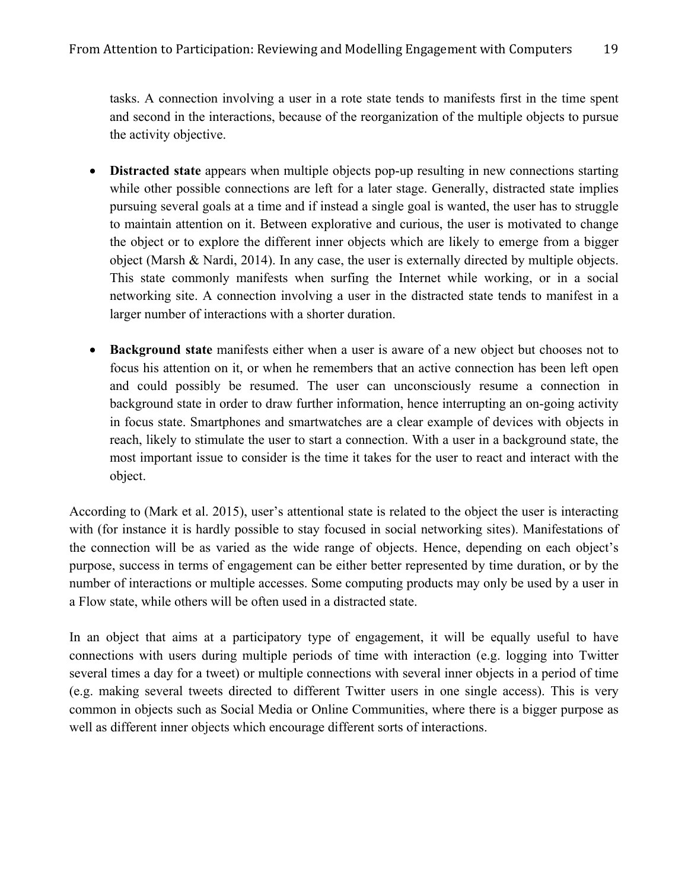tasks. A connection involving a user in a rote state tends to manifests first in the time spent and second in the interactions, because of the reorganization of the multiple objects to pursue the activity objective.

- **Distracted state** appears when multiple objects pop-up resulting in new connections starting while other possible connections are left for a later stage. Generally, distracted state implies pursuing several goals at a time and if instead a single goal is wanted, the user has to struggle to maintain attention on it. Between explorative and curious, the user is motivated to change the object or to explore the different inner objects which are likely to emerge from a bigger object (Marsh & Nardi, 2014). In any case, the user is externally directed by multiple objects. This state commonly manifests when surfing the Internet while working, or in a social networking site. A connection involving a user in the distracted state tends to manifest in a larger number of interactions with a shorter duration.

- **Background state** manifests either when a user is aware of a new object but chooses not to focus his attention on it, or when he remembers that an active connection has been left open and could possibly be resumed. The user can unconsciously resume a connection in background state in order to draw further information, hence interrupting an on-going activity in focus state. Smartphones and smartwatches are a clear example of devices with objects in reach, likely to stimulate the user to start a connection. With a user in a background state, the most important issue to consider is the time it takes for the user to react and interact with the object.

According to (Mark et al. 2015), user's attentional state is related to the object the user is interacting with (for instance it is hardly possible to stay focused in social networking sites). Manifestations of the connection will be as varied as the wide range of objects. Hence, depending on each object's purpose, success in terms of engagement can be either better represented by time duration, or by the number of interactions or multiple accesses. Some computing products may only be used by a user in a Flow state, while others will be often used in a distracted state.

In an object that aims at a participatory type of engagement, it will be equally useful to have connections with users during multiple periods of time with interaction (e.g. logging into Twitter several times a day for a tweet) or multiple connections with several inner objects in a period of time (e.g. making several tweets directed to different Twitter users in one single access). This is very common in objects such as Social Media or Online Communities, where there is a bigger purpose as well as different inner objects which encourage different sorts of interactions.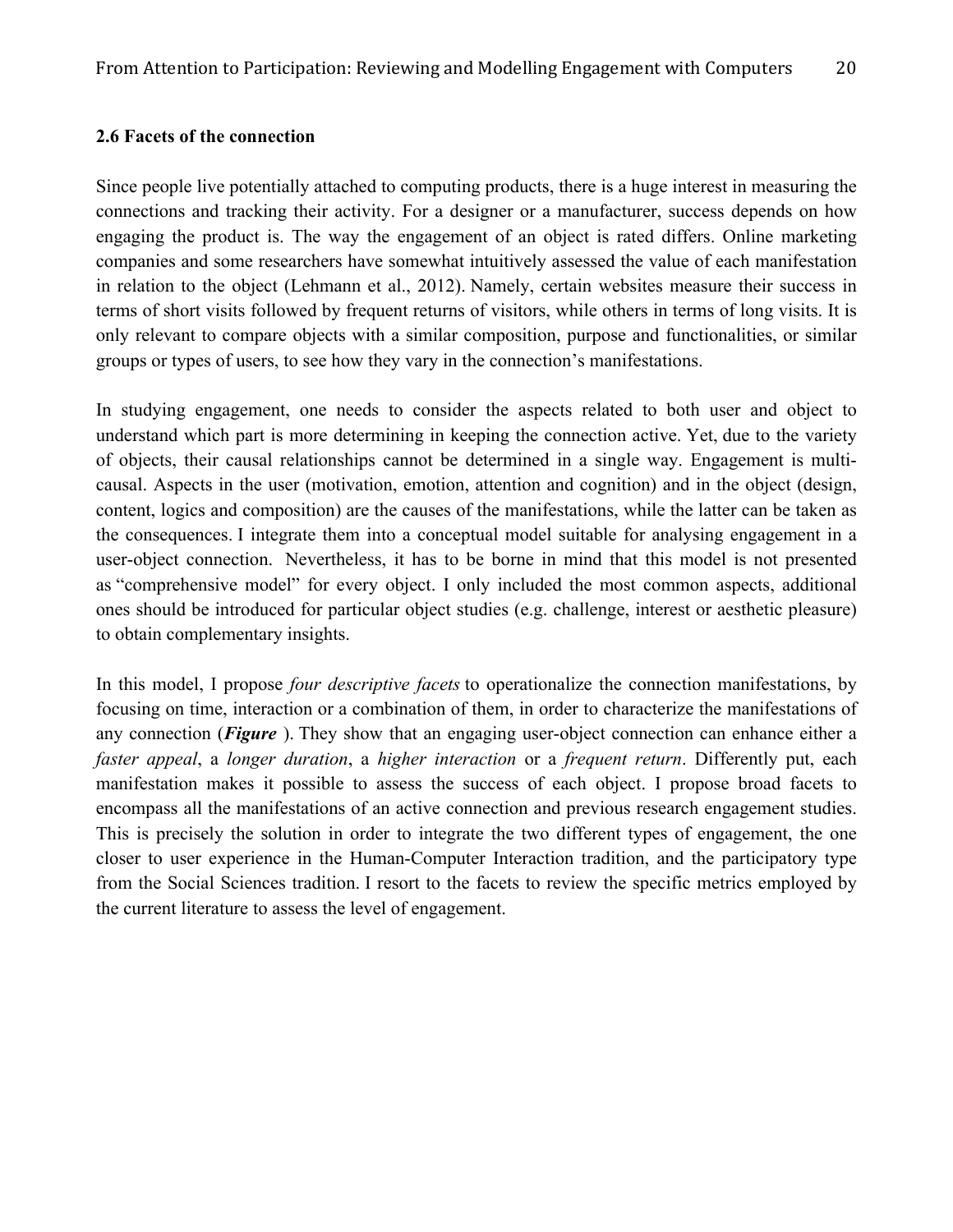### 2.6 Facets of the connection

Since people live potentially attached to computing products, there is a huge interest in measuring the connections and tracking their activity. For a designer or a manufacturer, success depends on how engaging the product is. The way the engagement of an object is rated differs. Online marketing companies and some researchers have somewhat intuitively assessed the value of each manifestation in relation to the object (Lehmann et al., 2012). Namely, certain websites measure their success in terms of short visits followed by frequent returns of visitors, while others in terms of long visits. It is only relevant to compare objects with a similar composition, purpose and functionalities, or similar groups or types of users, to see how they vary in the connection's manifestations.

In studying engagement, one needs to consider the aspects related to both user and object to understand which part is more determining in keeping the connection active. Yet, due to the variety of objects, their causal relationships cannot be determined in a single way. Engagement is multi-causal. Aspects in the user (motivation, emotion, attention and cognition) and in the object (design, content, logics and composition) are the causes of the manifestations, while the latter can be taken as the consequences. I integrate them into a conceptual model suitable for analysing engagement in a user-object connection. Nevertheless, it has to be borne in mind that this model is not presented as "comprehensive model" for every object. I only included the most common aspects, additional ones should be introduced for particular object studies (e.g. challenge, interest or aesthetic pleasure) to obtain complementary insights.

In this model, I propose *four descriptive facets* to operationalize the connection manifestations, by focusing on time, interaction or a combination of them, in order to characterize the manifestations of any connection (***Figure*** ). They show that an engaging user-object connection can enhance either a *faster appeal*, a *longer duration*, a *higher interaction* or a *frequent return*. Differently put, each manifestation makes it possible to assess the success of each object. I propose broad facets to encompass all the manifestations of an active connection and previous research engagement studies. This is precisely the solution in order to integrate the two different types of engagement, the one closer to user experience in the Human-Computer Interaction tradition, and the participatory type from the Social Sciences tradition. I resort to the facets to review the specific metrics employed by the current literature to assess the level of engagement.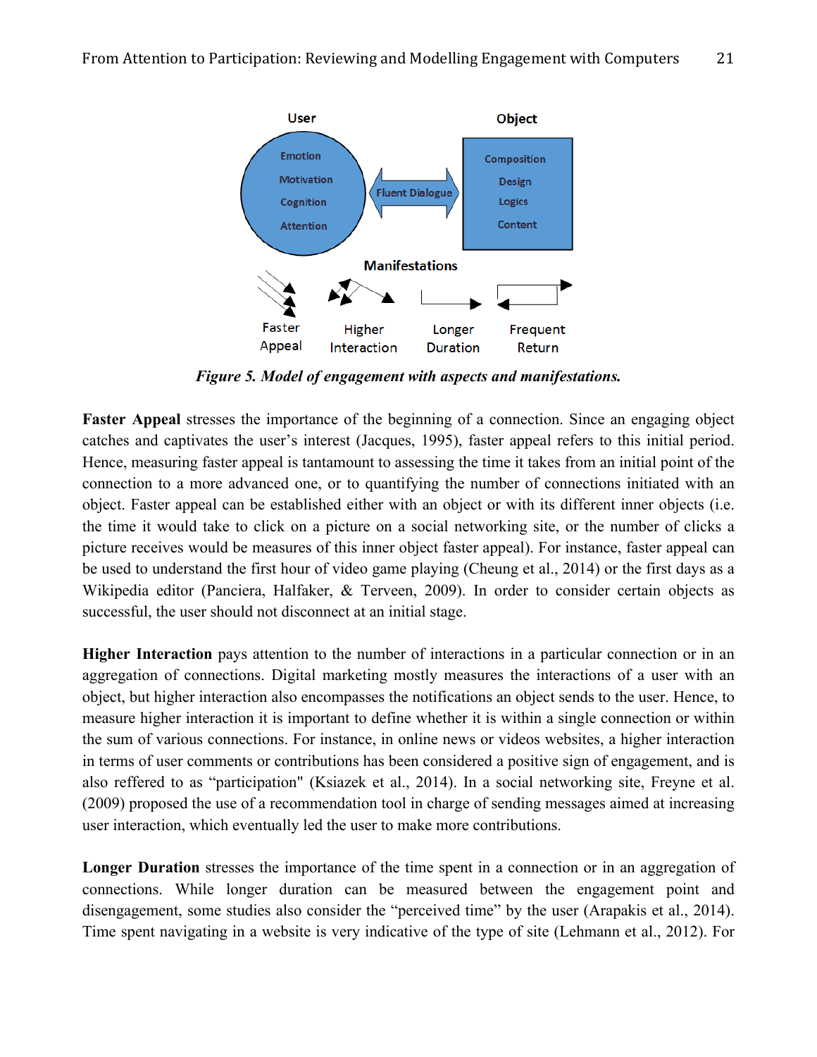*Figure 5. Model of engagement with aspects and manifestations.*

**Faster Appeal** stresses the importance of the beginning of a connection. Since an engaging object catches and captivates the user's interest (Jacques, 1995), faster appeal refers to this initial period. Hence, measuring faster appeal is tantamount to assessing the time it takes from an initial point of the connection to a more advanced one, or to quantifying the number of connections initiated with an object. Faster appeal can be established either with an object or with its different inner objects (i.e. the time it would take to click on a picture on a social networking site, or the number of clicks a picture receives would be measures of this inner object faster appeal). For instance, faster appeal can be used to understand the first hour of video game playing (Cheung et al., 2014) or the first days as a Wikipedia editor (Panciera, Halfaker, & Terveen, 2009). In order to consider certain objects as successful, the user should not disconnect at an initial stage.

**Higher Interaction** pays attention to the number of interactions in a particular connection or in an aggregation of connections. Digital marketing mostly measures the interactions of a user with an object, but higher interaction also encompasses the notifications an object sends to the user. Hence, to measure higher interaction it is important to define whether it is within a single connection or within the sum of various connections. For instance, in online news or videos websites, a higher interaction in terms of user comments or contributions has been considered a positive sign of engagement, and is also reffered to as "participation" (Ksiazek et al., 2014). In a social networking site, Freyne et al. (2009) proposed the use of a recommendation tool in charge of sending messages aimed at increasing user interaction, which eventually led the user to make more contributions.

**Longer Duration** stresses the importance of the time spent in a connection or in an aggregation of connections. While longer duration can be measured between the engagement point and disengagement, some studies also consider the "perceived time" by the user (Arapakis et al., 2014). Time spent navigating in a website is very indicative of the type of site (Lehmann et al., 2012). For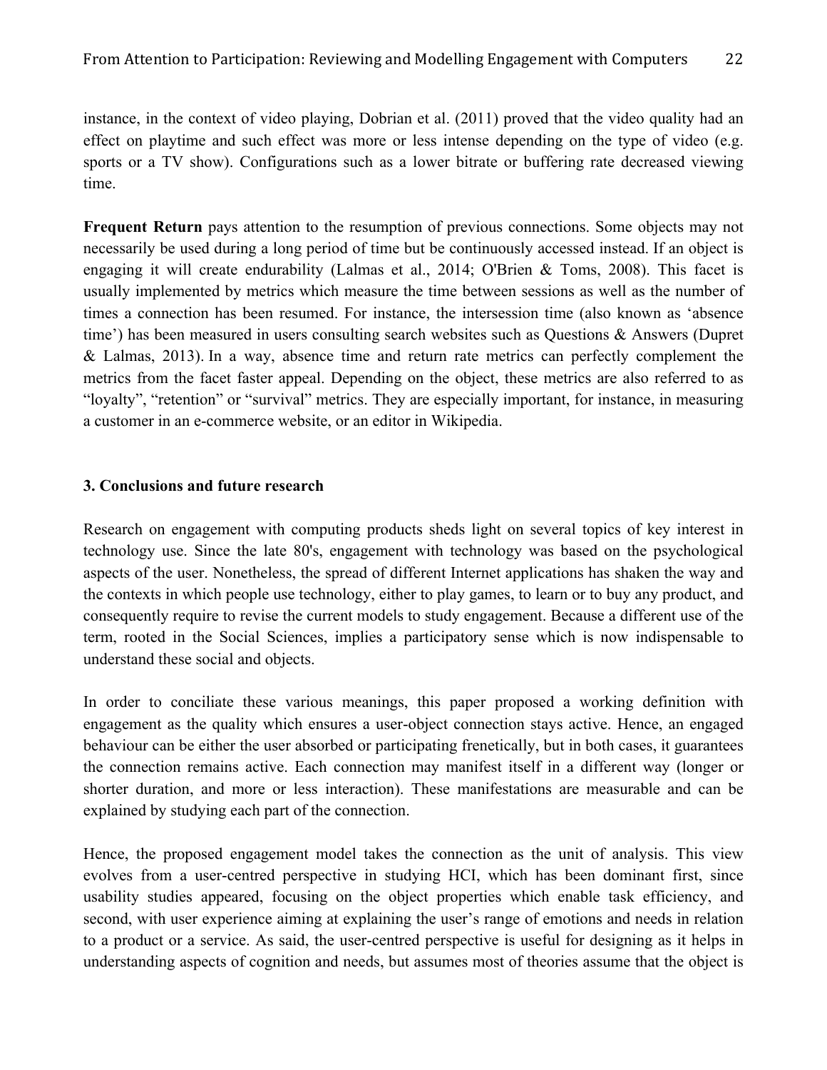instance, in the context of video playing, Dobrian et al. (2011) proved that the video quality had an effect on playtime and such effect was more or less intense depending on the type of video (e.g. sports or a TV show). Configurations such as a lower bitrate or buffering rate decreased viewing time.

**Frequent Return** pays attention to the resumption of previous connections. Some objects may not necessarily be used during a long period of time but be continuously accessed instead. If an object is engaging it will create endurability (Lalmas et al., 2014; O'Brien & Toms, 2008). This facet is usually implemented by metrics which measure the time between sessions as well as the number of times a connection has been resumed. For instance, the intersession time (also known as 'absence time') has been measured in users consulting search websites such as Questions & Answers (Dupret & Lalmas, 2013). In a way, absence time and return rate metrics can perfectly complement the metrics from the facet faster appeal. Depending on the object, these metrics are also referred to as "loyalty", "retention" or "survival" metrics. They are especially important, for instance, in measuring a customer in an e-commerce website, or an editor in Wikipedia.

## 3. Conclusions and future research

Research on engagement with computing products sheds light on several topics of key interest in technology use. Since the late 80's, engagement with technology was based on the psychological aspects of the user. Nonetheless, the spread of different Internet applications has shaken the way and the contexts in which people use technology, either to play games, to learn or to buy any product, and consequently require to revise the current models to study engagement. Because a different use of the term, rooted in the Social Sciences, implies a participatory sense which is now indispensable to understand these social and objects.

In order to conciliate these various meanings, this paper proposed a working definition with engagement as the quality which ensures a user-object connection stays active. Hence, an engaged behaviour can be either the user absorbed or participating frenetically, but in both cases, it guarantees the connection remains active. Each connection may manifest itself in a different way (longer or shorter duration, and more or less interaction). These manifestations are measurable and can be explained by studying each part of the connection.

Hence, the proposed engagement model takes the connection as the unit of analysis. This view evolves from a user-centred perspective in studying HCI, which has been dominant first, since usability studies appeared, focusing on the object properties which enable task efficiency, and second, with user experience aiming at explaining the user's range of emotions and needs in relation to a product or a service. As said, the user-centred perspective is useful for designing as it helps in understanding aspects of cognition and needs, but assumes most of theories assume that the object is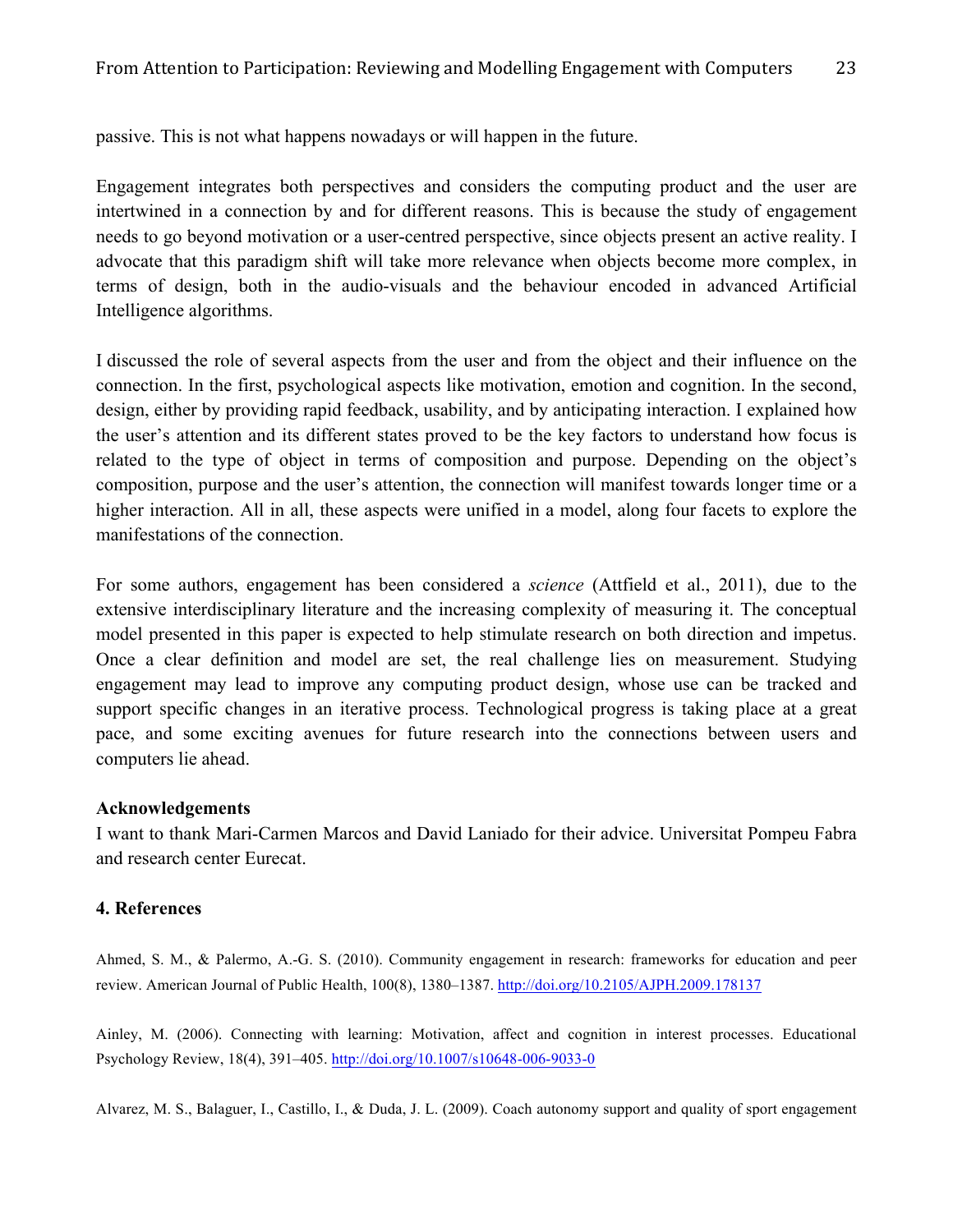passive. This is not what happens nowadays or will happen in the future.

Engagement integrates both perspectives and considers the computing product and the user are intertwined in a connection by and for different reasons. This is because the study of engagement needs to go beyond motivation or a user-centred perspective, since objects present an active reality. I advocate that this paradigm shift will take more relevance when objects become more complex, in terms of design, both in the audio-visuals and the behaviour encoded in advanced Artificial Intelligence algorithms.

I discussed the role of several aspects from the user and from the object and their influence on the connection. In the first, psychological aspects like motivation, emotion and cognition. In the second, design, either by providing rapid feedback, usability, and by anticipating interaction. I explained how the user's attention and its different states proved to be the key factors to understand how focus is related to the type of object in terms of composition and purpose. Depending on the object's composition, purpose and the user's attention, the connection will manifest towards longer time or a higher interaction. All in all, these aspects were unified in a model, along four facets to explore the manifestations of the connection.

For some authors, engagement has been considered a *science* (Attfield et al., 2011), due to the extensive interdisciplinary literature and the increasing complexity of measuring it. The conceptual model presented in this paper is expected to help stimulate research on both direction and impetus. Once a clear definition and model are set, the real challenge lies on measurement. Studying engagement may lead to improve any computing product design, whose use can be tracked and support specific changes in an iterative process. Technological progress is taking place at a great pace, and some exciting avenues for future research into the connections between users and computers lie ahead.

**Acknowledgements**

I want to thank Mari-Carmen Marcos and David Laniado for their advice. Universitat Pompeu Fabra and research center Eurecat.

## 4. References

Ahmed, S. M., & Palermo, A.-G. S. (2010). Community engagement in research: frameworks for education and peer review. American Journal of Public Health, 100(8), 1380–1387. http://doi.org/10.2105/AJPH.2009.178137

Ainley, M. (2006). Connecting with learning: Motivation, affect and cognition in interest processes. Educational Psychology Review, 18(4), 391–405. http://doi.org/10.1007/s10648-006-9033-0

Alvarez, M. S., Balaguer, I., Castillo, I., & Duda, J. L. (2009). Coach autonomy support and quality of sport engagement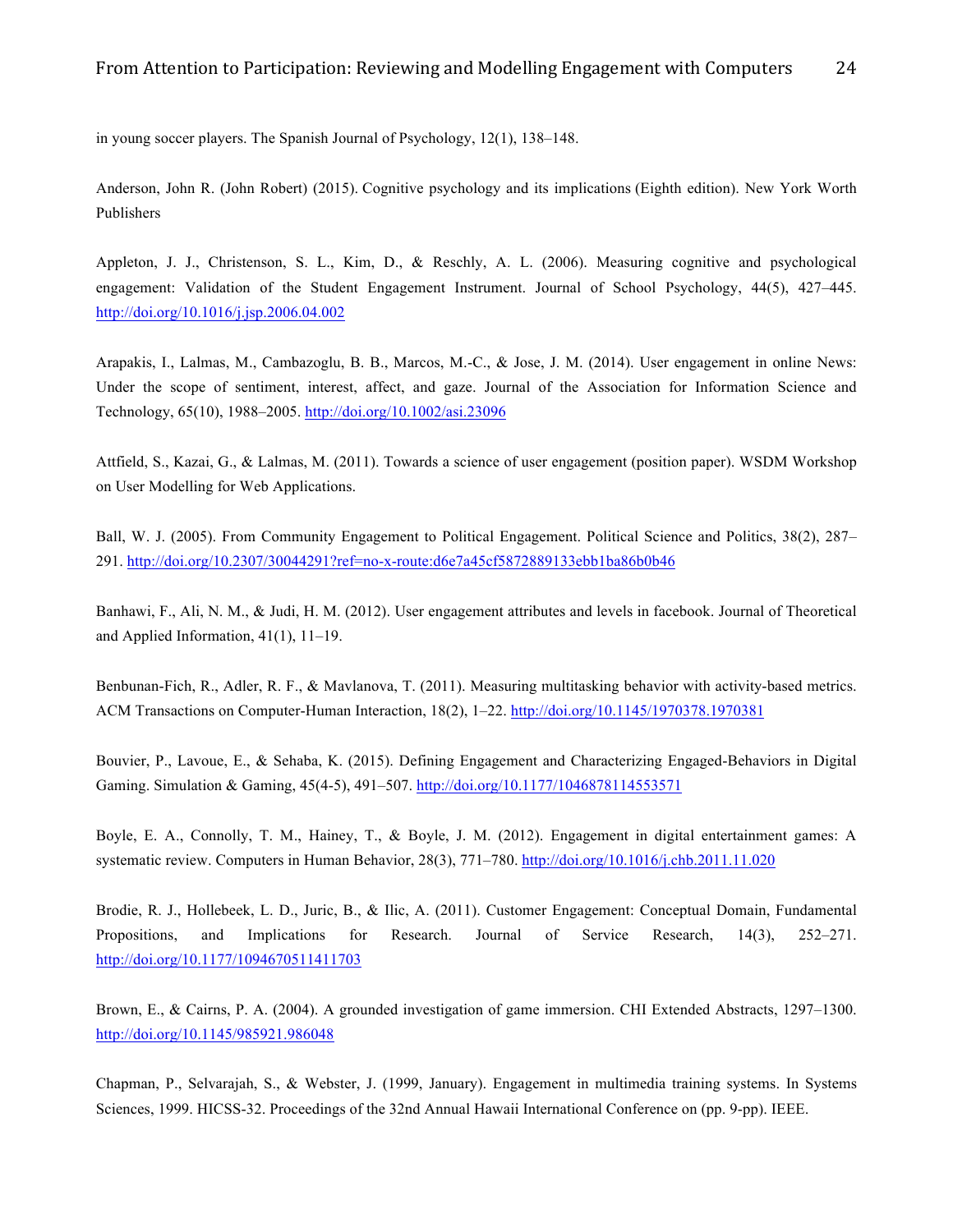in young soccer players. The Spanish Journal of Psychology, 12(1), 138–148.

Anderson, John R. (John Robert) (2015). Cognitive psychology and its implications (Eighth edition). New York Worth Publishers

Appleton, J. J., Christenson, S. L., Kim, D., & Reschly, A. L. (2006). Measuring cognitive and psychological engagement: Validation of the Student Engagement Instrument. Journal of School Psychology, 44(5), 427–445. http://doi.org/10.1016/j.jsp.2006.04.002

Arapakis, I., Lalmas, M., Cambazoglu, B. B., Marcos, M.-C., & Jose, J. M. (2014). User engagement in online News: Under the scope of sentiment, interest, affect, and gaze. Journal of the Association for Information Science and Technology, 65(10), 1988–2005. http://doi.org/10.1002/asi.23096

Attfield, S., Kazai, G., & Lalmas, M. (2011). Towards a science of user engagement (position paper). WSDM Workshop on User Modelling for Web Applications.

Ball, W. J. (2005). From Community Engagement to Political Engagement. Political Science and Politics, 38(2), 287–291. http://doi.org/10.2307/30044291?ref=no-x-route:d6e7a45cf5872889133ebb1ba86b0b46

Banhawi, F., Ali, N. M., & Judi, H. M. (2012). User engagement attributes and levels in facebook. Journal of Theoretical and Applied Information, 41(1), 11–19.

Benbunan-Fich, R., Adler, R. F., & Mavlanova, T. (2011). Measuring multitasking behavior with activity-based metrics. ACM Transactions on Computer-Human Interaction, 18(2), 1–22. http://doi.org/10.1145/1970378.1970381

Bouvier, P., Lavoue, E., & Sehaba, K. (2015). Defining Engagement and Characterizing Engaged-Behaviors in Digital Gaming. Simulation & Gaming, 45(4-5), 491–507. http://doi.org/10.1177/1046878114553571

Boyle, E. A., Connolly, T. M., Hainey, T., & Boyle, J. M. (2012). Engagement in digital entertainment games: A systematic review. Computers in Human Behavior, 28(3), 771–780. http://doi.org/10.1016/j.chb.2011.11.020

Brodie, R. J., Hollebeek, L. D., Juric, B., & Ilic, A. (2011). Customer Engagement: Conceptual Domain, Fundamental Propositions, and Implications for Research. Journal of Service Research, 14(3), 252–271. http://doi.org/10.1177/1094670511411703

Brown, E., & Cairns, P. A. (2004). A grounded investigation of game immersion. CHI Extended Abstracts, 1297–1300. http://doi.org/10.1145/985921.986048

Chapman, P., Selvarajah, S., & Webster, J. (1999, January). Engagement in multimedia training systems. In Systems Sciences, 1999. HICSS-32. Proceedings of the 32nd Annual Hawaii International Conference on (pp. 9-pp). IEEE.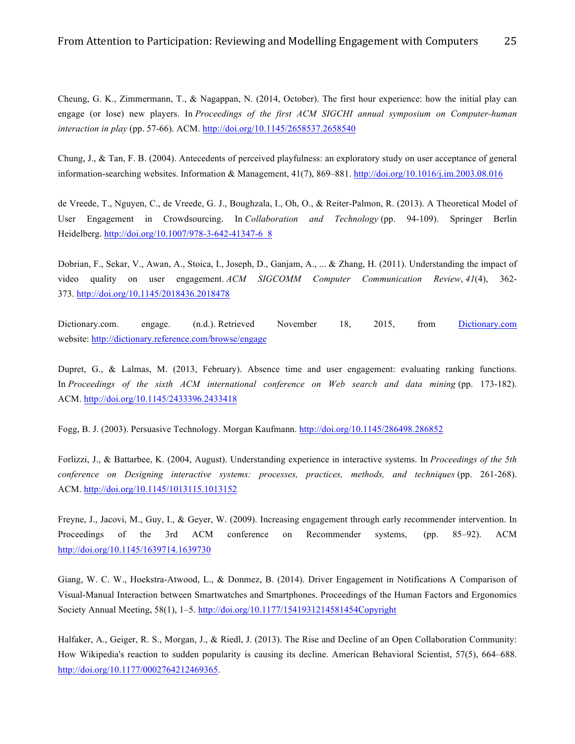Cheung, G. K., Zimmermann, T., & Nagappan, N. (2014, October). The first hour experience: how the initial play can engage (or lose) new players. In *Proceedings of the first ACM SIGCHI annual symposium on Computer-human interaction in play* (pp. 57-66). ACM. http://doi.org/10.1145/2658537.2658540

Chung, J., & Tan, F. B. (2004). Antecedents of perceived playfulness: an exploratory study on user acceptance of general information-searching websites. Information & Management, 41(7), 869–881. http://doi.org/10.1016/j.im.2003.08.016

de Vreede, T., Nguyen, C., de Vreede, G. J., Boughzala, I., Oh, O., & Reiter-Palmon, R. (2013). A Theoretical Model of User Engagement in Crowdsourcing. In *Collaboration and Technology* (pp. 94-109). Springer Berlin Heidelberg. http://doi.org/10.1007/978-3-642-41347-6_8

Dobrian, F., Sekar, V., Awan, A., Stoica, I., Joseph, D., Ganjam, A., ... & Zhang, H. (2011). Understanding the impact of video quality on user engagement. *ACM SIGCOMM Computer Communication Review*, *41*(4), 362-373. http://doi.org/10.1145/2018436.2018478

Dictionary.com. engage. (n.d.). Retrieved November 18, 2015, from Dictionary.com website: http://dictionary.reference.com/browse/engage

Dupret, G., & Lalmas, M. (2013, February). Absence time and user engagement: evaluating ranking functions. In *Proceedings of the sixth ACM international conference on Web search and data mining* (pp. 173-182). ACM. http://doi.org/10.1145/2433396.2433418

Fogg, B. J. (2003). Persuasive Technology. Morgan Kaufmann. http://doi.org/10.1145/286498.286852

Forlizzi, J., & Battarbee, K. (2004, August). Understanding experience in interactive systems. In *Proceedings of the 5th conference on Designing interactive systems: processes, practices, methods, and techniques* (pp. 261-268). ACM. http://doi.org/10.1145/1013115.1013152

Freyne, J., Jacovi, M., Guy, I., & Geyer, W. (2009). Increasing engagement through early recommender intervention. In Proceedings of the 3rd ACM conference on Recommender systems, (pp. 85–92). ACM http://doi.org/10.1145/1639714.1639730

Giang, W. C. W., Hoekstra-Atwood, L., & Donmez, B. (2014). Driver Engagement in Notifications A Comparison of Visual-Manual Interaction between Smartwatches and Smartphones. Proceedings of the Human Factors and Ergonomics Society Annual Meeting, 58(1), 1–5. http://doi.org/10.1177/1541931214581454Copyright

Halfaker, A., Geiger, R. S., Morgan, J., & Riedl, J. (2013). The Rise and Decline of an Open Collaboration Community: How Wikipedia's reaction to sudden popularity is causing its decline. American Behavioral Scientist, 57(5), 664–688. http://doi.org/10.1177/0002764212469365.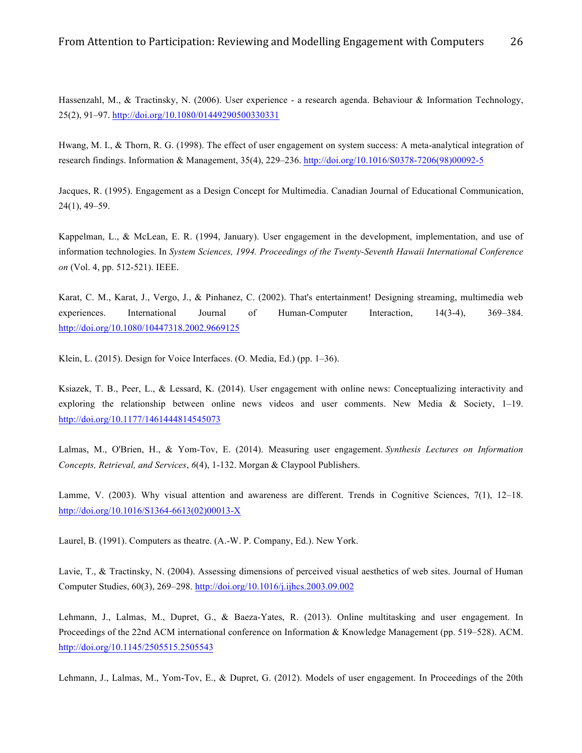Hassenzahl, M., & Tractinsky, N. (2006). User experience - a research agenda. Behaviour & Information Technology, 25(2), 91–97. http://doi.org/10.1080/01449290500330331

Hwang, M. I., & Thorn, R. G. (1998). The effect of user engagement on system success: A meta-analytical integration of research findings. Information & Management, 35(4), 229–236. http://doi.org/10.1016/S0378-7206(98)00092-5

Jacques, R. (1995). Engagement as a Design Concept for Multimedia. Canadian Journal of Educational Communication, 24(1), 49–59.

Kappelman, L., & McLean, E. R. (1994, January). User engagement in the development, implementation, and use of information technologies. In *System Sciences, 1994. Proceedings of the Twenty-Seventh Hawaii International Conference on* (Vol. 4, pp. 512-521). IEEE.

Karat, C. M., Karat, J., Vergo, J., & Pinhanez, C. (2002). That's entertainment! Designing streaming, multimedia web experiences. International Journal of Human-Computer Interaction, 14(3-4), 369–384. http://doi.org/10.1080/10447318.2002.9669125

Klein, L. (2015). Design for Voice Interfaces. (O. Media, Ed.) (pp. 1–36).

Ksiazek, T. B., Peer, L., & Lessard, K. (2014). User engagement with online news: Conceptualizing interactivity and exploring the relationship between online news videos and user comments. New Media & Society, 1–19. http://doi.org/10.1177/1461444814545073

Lalmas, M., O'Brien, H., & Yom-Tov, E. (2014). Measuring user engagement. *Synthesis Lectures on Information Concepts, Retrieval, and Services*, *6*(4), 1-132. Morgan & Claypool Publishers.

Lamme, V. (2003). Why visual attention and awareness are different. Trends in Cognitive Sciences, 7(1), 12–18. http://doi.org/10.1016/S1364-6613(02)00013-X

Laurel, B. (1991). Computers as theatre. (A.-W. P. Company, Ed.). New York.

Lavie, T., & Tractinsky, N. (2004). Assessing dimensions of perceived visual aesthetics of web sites. Journal of Human Computer Studies, 60(3), 269–298. http://doi.org/10.1016/j.ijhcs.2003.09.002

Lehmann, J., Lalmas, M., Dupret, G., & Baeza-Yates, R. (2013). Online multitasking and user engagement. In Proceedings of the 22nd ACM international conference on Information & Knowledge Management (pp. 519–528). ACM. http://doi.org/10.1145/2505515.2505543

Lehmann, J., Lalmas, M., Yom-Tov, E., & Dupret, G. (2012). Models of user engagement. In Proceedings of the 20th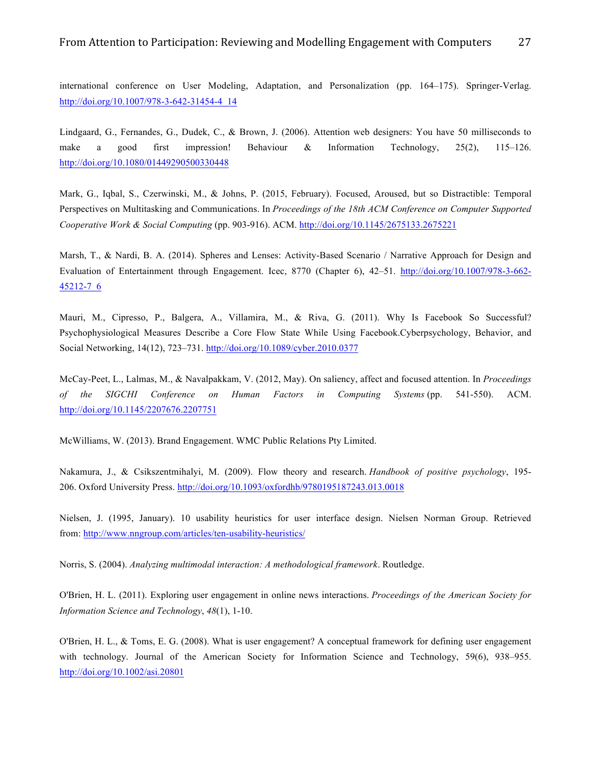international conference on User Modeling, Adaptation, and Personalization (pp. 164–175). Springer-Verlag. http://doi.org/10.1007/978-3-642-31454-4_14

Lindgaard, G., Fernandes, G., Dudek, C., & Brown, J. (2006). Attention web designers: You have 50 milliseconds to make a good first impression! Behaviour & Information Technology, 25(2), 115–126. http://doi.org/10.1080/01449290500330448

Mark, G., Iqbal, S., Czerwinski, M., & Johns, P. (2015, February). Focused, Aroused, but so Distractible: Temporal Perspectives on Multitasking and Communications. In *Proceedings of the 18th ACM Conference on Computer Supported Cooperative Work & Social Computing* (pp. 903-916). ACM. http://doi.org/10.1145/2675133.2675221

Marsh, T., & Nardi, B. A. (2014). Spheres and Lenses: Activity-Based Scenario / Narrative Approach for Design and Evaluation of Entertainment through Engagement. Icec, 8770 (Chapter 6), 42–51. http://doi.org/10.1007/978-3-662-45212-7_6

Mauri, M., Cipresso, P., Balgera, A., Villamira, M., & Riva, G. (2011). Why Is Facebook So Successful? Psychophysiological Measures Describe a Core Flow State While Using Facebook.Cyberpsychology, Behavior, and Social Networking, 14(12), 723–731. http://doi.org/10.1089/cyber.2010.0377

McCay-Peet, L., Lalmas, M., & Navalpakkam, V. (2012, May). On saliency, affect and focused attention. In *Proceedings of the SIGCHI Conference on Human Factors in Computing Systems* (pp. 541-550). ACM. http://doi.org/10.1145/2207676.2207751

McWilliams, W. (2013). Brand Engagement. WMC Public Relations Pty Limited.

Nakamura, J., & Csikszentmihalyi, M. (2009). Flow theory and research. *Handbook of positive psychology*, 195-206. Oxford University Press. http://doi.org/10.1093/oxfordhb/9780195187243.013.0018

Nielsen, J. (1995, January). 10 usability heuristics for user interface design. Nielsen Norman Group. Retrieved from: http://www.nngroup.com/articles/ten-usability-heuristics/

Norris, S. (2004). *Analyzing multimodal interaction: A methodological framework*. Routledge.

O'Brien, H. L. (2011). Exploring user engagement in online news interactions. *Proceedings of the American Society for Information Science and Technology*, *48*(1), 1-10.

O'Brien, H. L., & Toms, E. G. (2008). What is user engagement? A conceptual framework for defining user engagement with technology. Journal of the American Society for Information Science and Technology, 59(6), 938–955. http://doi.org/10.1002/asi.20801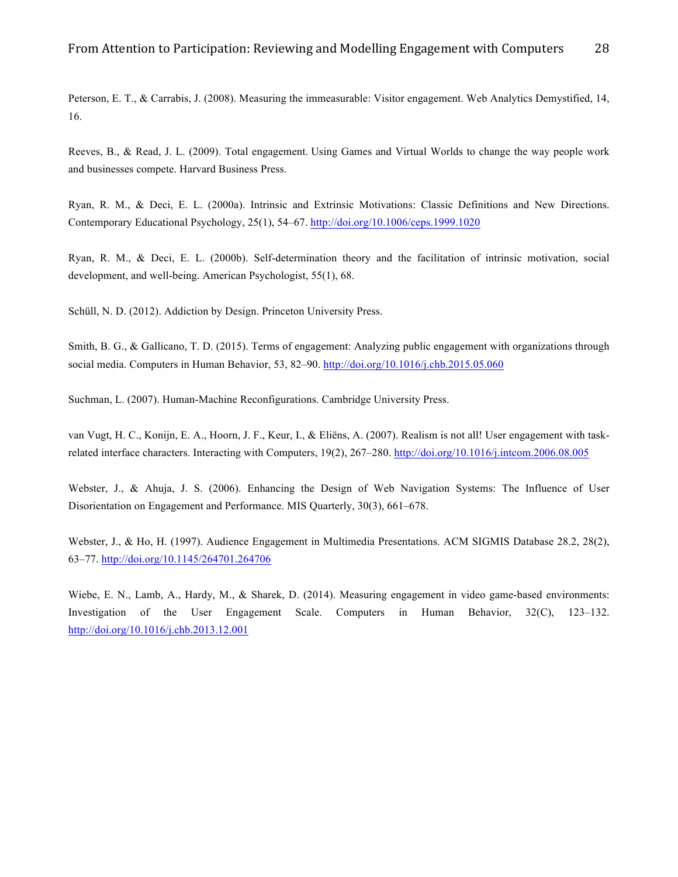Peterson, E. T., & Carrabis, J. (2008). Measuring the immeasurable: Visitor engagement. Web Analytics Demystified, 14, 16.

Reeves, B., & Read, J. L. (2009). Total engagement. Using Games and Virtual Worlds to change the way people work and businesses compete. Harvard Business Press.

Ryan, R. M., & Deci, E. L. (2000a). Intrinsic and Extrinsic Motivations: Classic Definitions and New Directions. Contemporary Educational Psychology, 25(1), 54–67. http://doi.org/10.1006/ceps.1999.1020

Ryan, R. M., & Deci, E. L. (2000b). Self-determination theory and the facilitation of intrinsic motivation, social development, and well-being. American Psychologist, 55(1), 68.

Schüll, N. D. (2012). Addiction by Design. Princeton University Press.

Smith, B. G., & Gallicano, T. D. (2015). Terms of engagement: Analyzing public engagement with organizations through social media. Computers in Human Behavior, 53, 82–90. http://doi.org/10.1016/j.chb.2015.05.060

Suchman, L. (2007). Human-Machine Reconfigurations. Cambridge University Press.

van Vugt, H. C., Konijn, E. A., Hoorn, J. F., Keur, I., & Eliëns, A. (2007). Realism is not all! User engagement with task-related interface characters. Interacting with Computers, 19(2), 267–280. http://doi.org/10.1016/j.intcom.2006.08.005

Webster, J., & Ahuja, J. S. (2006). Enhancing the Design of Web Navigation Systems: The Influence of User Disorientation on Engagement and Performance. MIS Quarterly, 30(3), 661–678.

Webster, J., & Ho, H. (1997). Audience Engagement in Multimedia Presentations. ACM SIGMIS Database 28.2, 28(2), 63–77. http://doi.org/10.1145/264701.264706

Wiebe, E. N., Lamb, A., Hardy, M., & Sharek, D. (2014). Measuring engagement in video game-based environments: Investigation of the User Engagement Scale. Computers in Human Behavior, 32(C), 123–132. http://doi.org/10.1016/j.chb.2013.12.001